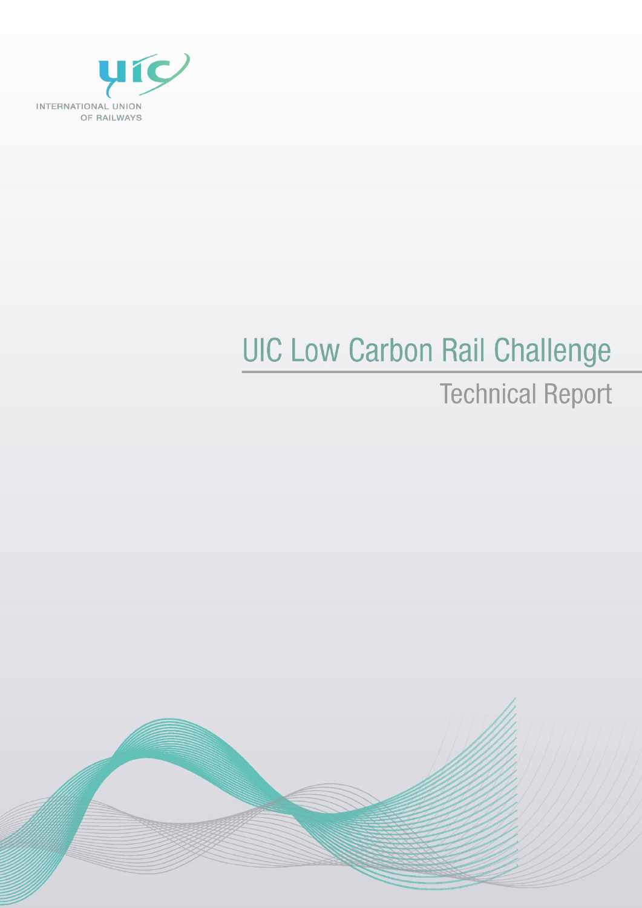INTERNATIONAL UNION OF RAILWAYS

# UIC Low Carbon Rail Challenge

## Technical Report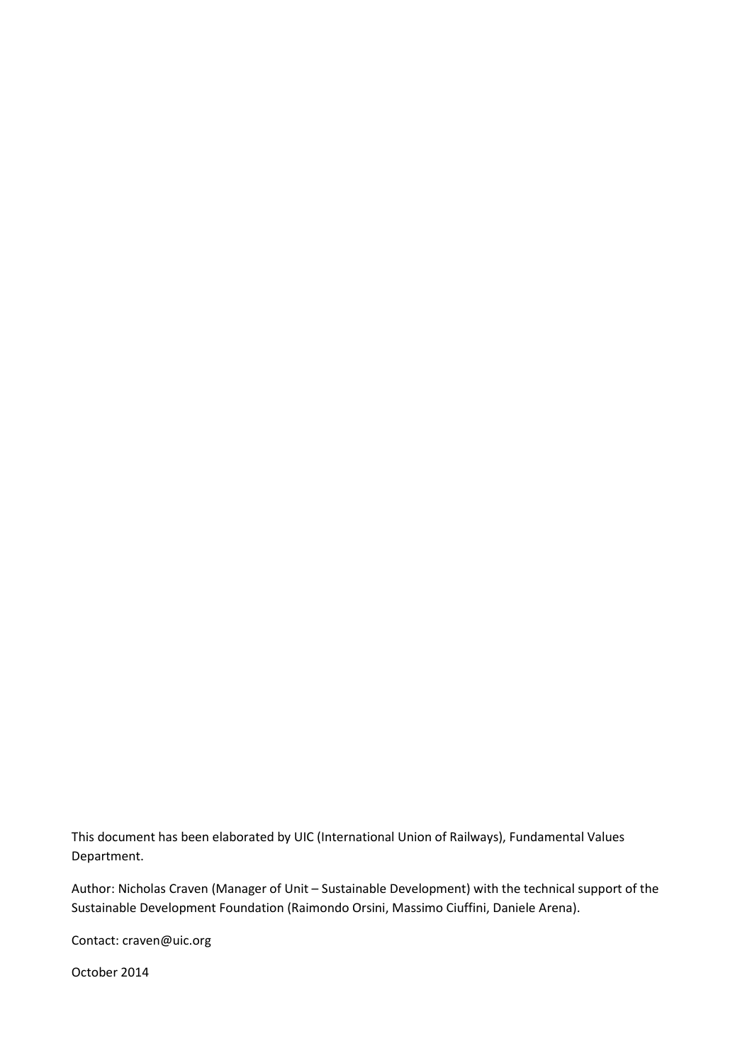This document has been elaborated by UIC (International Union of Railways), Fundamental Values Department.

Author: Nicholas Craven (Manager of Unit – Sustainable Development) with the technical support of the Sustainable Development Foundation (Raimondo Orsini, Massimo Ciuffini, Daniele Arena).

Contact: craven@uic.org

October 2014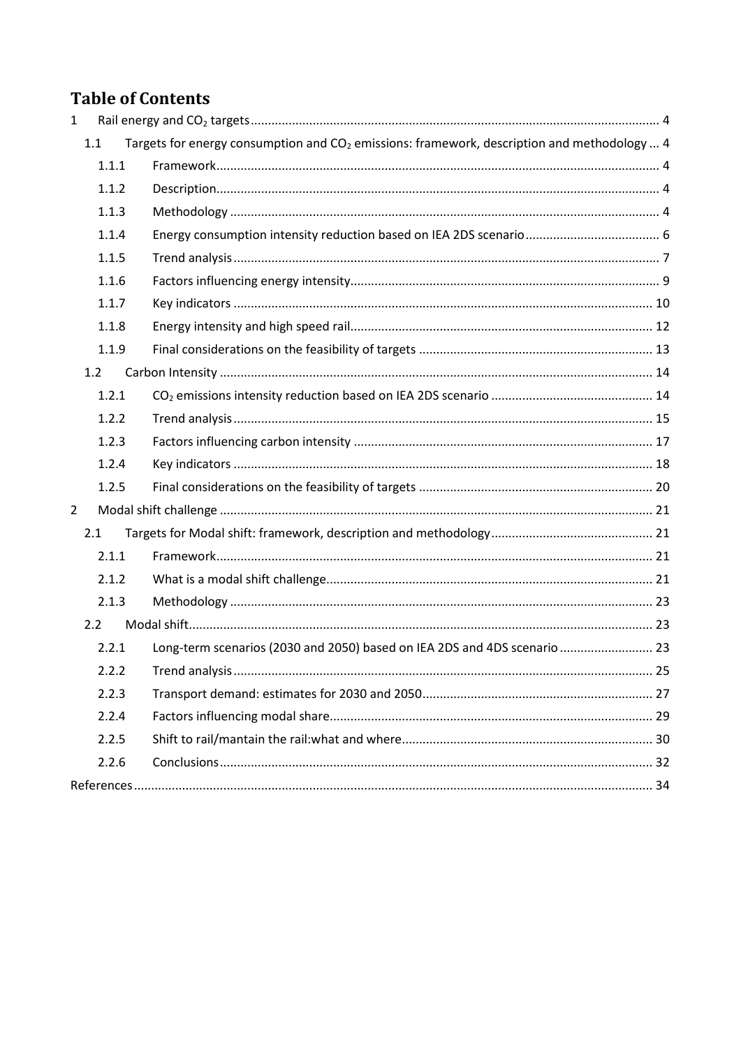# Table of Contents

1 Rail energy and $CO_2$ targets ..... 4

- 1.1 Targets for energy consumption and $CO_2$ emissions: framework, description and methodology ... 4
  - 1.1.1 Framework ..... 4
  - 1.1.2 Description ..... 4
  - 1.1.3 Methodology ..... 4
  - 1.1.4 Energy consumption intensity reduction based on IEA 2DS scenario ..... 6
  - 1.1.5 Trend analysis ..... 7
  - 1.1.6 Factors influencing energy intensity ..... 9
  - 1.1.7 Key indicators ..... 10
  - 1.1.8 Energy intensity and high speed rail ..... 12
  - 1.1.9 Final considerations on the feasibility of targets ..... 13
- 1.2 Carbon Intensity ..... 14
  - 1.2.1 $CO_2$ emissions intensity reduction based on IEA 2DS scenario ..... 14
  - 1.2.2 Trend analysis ..... 15
  - 1.2.3 Factors influencing carbon intensity ..... 17
  - 1.2.4 Key indicators ..... 18
  - 1.2.5 Final considerations on the feasibility of targets ..... 20

2 Modal shift challenge ..... 21

- 2.1 Targets for Modal shift: framework, description and methodology ..... 21
  - 2.1.1 Framework ..... 21
  - 2.1.2 What is a modal shift challenge ..... 21
  - 2.1.3 Methodology ..... 23
- 2.2 Modal shift ..... 23
  - 2.2.1 Long-term scenarios (2030 and 2050) based on IEA 2DS and 4DS scenario ..... 23
  - 2.2.2 Trend analysis ..... 25
  - 2.2.3 Transport demand: estimates for 2030 and 2050 ..... 27
  - 2.2.4 Factors influencing modal share ..... 29
  - 2.2.5 Shift to rail/mantain the rail:what and where ..... 30
  - 2.2.6 Conclusions ..... 32

References ..... 34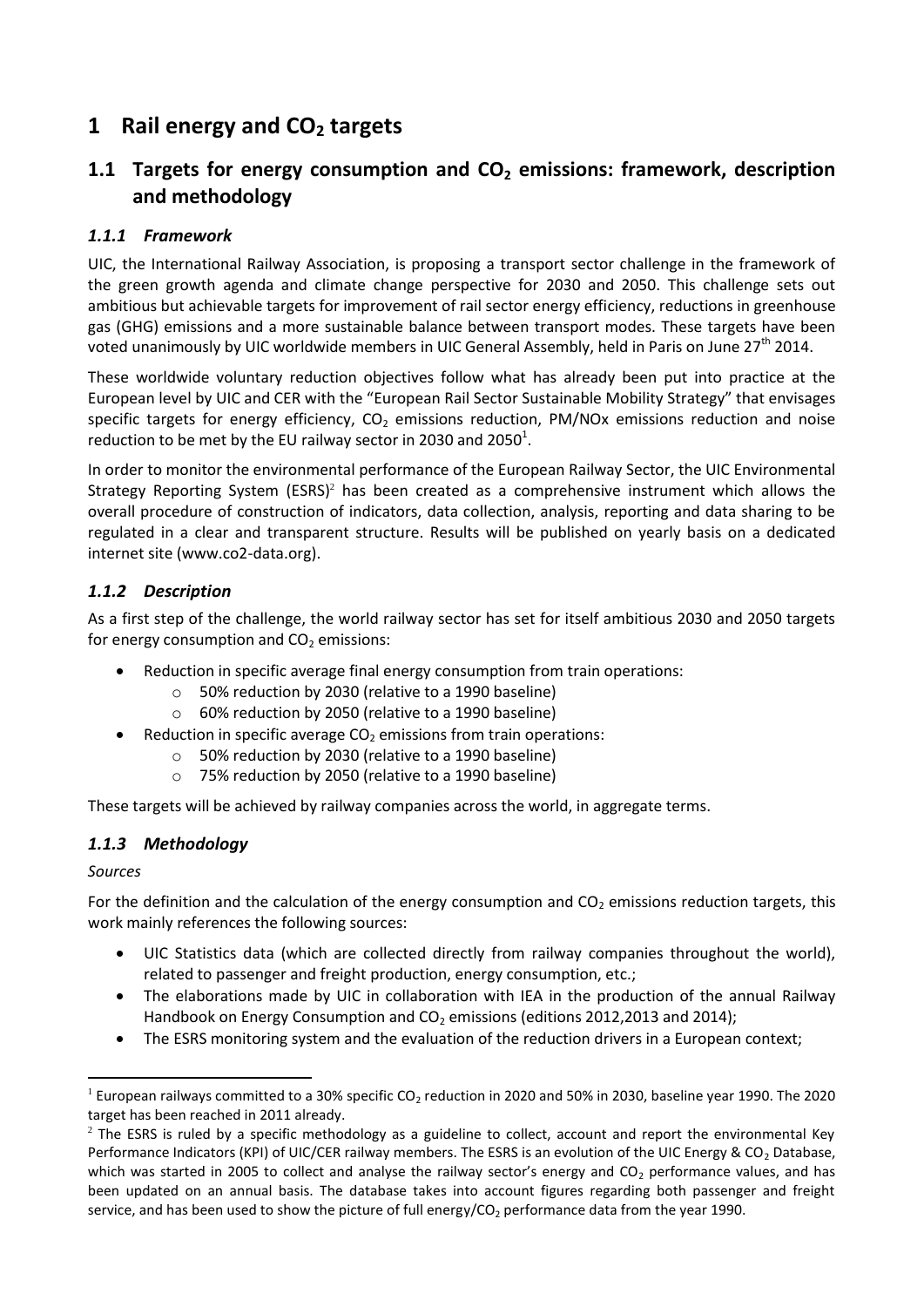# 1 Rail energy and $CO_2$ targets

## 1.1 Targets for energy consumption and $CO_2$ emissions: framework, description and methodology

### *1.1.1 Framework*

UIC, the International Railway Association, is proposing a transport sector challenge in the framework of the green growth agenda and climate change perspective for 2030 and 2050. This challenge sets out ambitious but achievable targets for improvement of rail sector energy efficiency, reductions in greenhouse gas (GHG) emissions and a more sustainable balance between transport modes. These targets have been voted unanimously by UIC worldwide members in UIC General Assembly, held in Paris on June 27th 2014.

These worldwide voluntary reduction objectives follow what has already been put into practice at the European level by UIC and CER with the "European Rail Sector Sustainable Mobility Strategy" that envisages specific targets for energy efficiency, $CO_2$ emissions reduction, PM/NOx emissions reduction and noise reduction to be met by the EU railway sector in 2030 and 2050[1].

In order to monitor the environmental performance of the European Railway Sector, the UIC Environmental Strategy Reporting System (ESRS)[2] has been created as a comprehensive instrument which allows the overall procedure of construction of indicators, data collection, analysis, reporting and data sharing to be regulated in a clear and transparent structure. Results will be published on yearly basis on a dedicated internet site (www.co2-data.org).

### *1.1.2 Description*

As a first step of the challenge, the world railway sector has set for itself ambitious 2030 and 2050 targets for energy consumption and $CO_2$ emissions:

- Reduction in specific average final energy consumption from train operations:
  - 50% reduction by 2030 (relative to a 1990 baseline)
  - 60% reduction by 2050 (relative to a 1990 baseline)
- Reduction in specific average $CO_2$ emissions from train operations:
  - 50% reduction by 2030 (relative to a 1990 baseline)
  - 75% reduction by 2050 (relative to a 1990 baseline)

These targets will be achieved by railway companies across the world, in aggregate terms.

### *1.1.3 Methodology*

*Sources*

For the definition and the calculation of the energy consumption and $CO_2$ emissions reduction targets, this work mainly references the following sources:

- UIC Statistics data (which are collected directly from railway companies throughout the world), related to passenger and freight production, energy consumption, etc.;
- The elaborations made by UIC in collaboration with IEA in the production of the annual Railway Handbook on Energy Consumption and $CO_2$ emissions (editions 2012,2013 and 2014);
- The ESRS monitoring system and the evaluation of the reduction drivers in a European context;

---

[1] European railways committed to a 30% specific $CO_2$ reduction in 2020 and 50% in 2030, baseline year 1990. The 2020 target has been reached in 2011 already.

[2] The ESRS is ruled by a specific methodology as a guideline to collect, account and report the environmental Key Performance Indicators (KPI) of UIC/CER railway members. The ESRS is an evolution of the UIC Energy & $CO_2$ Database, which was started in 2005 to collect and analyse the railway sector's energy and $CO_2$ performance values, and has been updated on an annual basis. The database takes into account figures regarding both passenger and freight service, and has been used to show the picture of full energy/$CO_2$ performance data from the year 1990.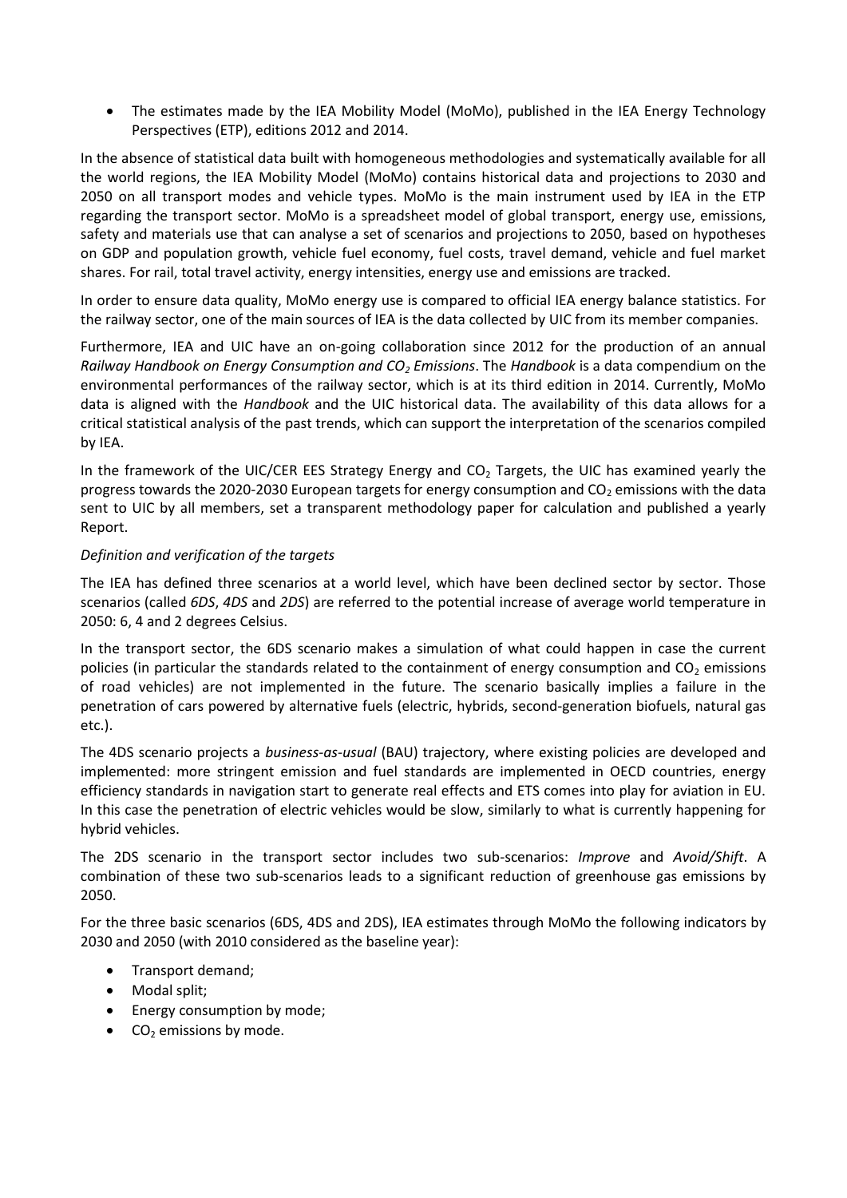- The estimates made by the IEA Mobility Model (MoMo), published in the IEA Energy Technology Perspectives (ETP), editions 2012 and 2014.

In the absence of statistical data built with homogeneous methodologies and systematically available for all the world regions, the IEA Mobility Model (MoMo) contains historical data and projections to 2030 and 2050 on all transport modes and vehicle types. MoMo is the main instrument used by IEA in the ETP regarding the transport sector. MoMo is a spreadsheet model of global transport, energy use, emissions, safety and materials use that can analyse a set of scenarios and projections to 2050, based on hypotheses on GDP and population growth, vehicle fuel economy, fuel costs, travel demand, vehicle and fuel market shares. For rail, total travel activity, energy intensities, energy use and emissions are tracked.

In order to ensure data quality, MoMo energy use is compared to official IEA energy balance statistics. For the railway sector, one of the main sources of IEA is the data collected by UIC from its member companies.

Furthermore, IEA and UIC have an on-going collaboration since 2012 for the production of an annual *Railway Handbook on Energy Consumption and $CO_2$ Emissions*. The *Handbook* is a data compendium on the environmental performances of the railway sector, which is at its third edition in 2014. Currently, MoMo data is aligned with the *Handbook* and the UIC historical data. The availability of this data allows for a critical statistical analysis of the past trends, which can support the interpretation of the scenarios compiled by IEA.

In the framework of the UIC/CER EES Strategy Energy and $CO_2$ Targets, the UIC has examined yearly the progress towards the 2020-2030 European targets for energy consumption and $CO_2$ emissions with the data sent to UIC by all members, set a transparent methodology paper for calculation and published a yearly Report.

*Definition and verification of the targets*

The IEA has defined three scenarios at a world level, which have been declined sector by sector. Those scenarios (called *6DS*, *4DS* and *2DS*) are referred to the potential increase of average world temperature in 2050: 6, 4 and 2 degrees Celsius.

In the transport sector, the 6DS scenario makes a simulation of what could happen in case the current policies (in particular the standards related to the containment of energy consumption and $CO_2$ emissions of road vehicles) are not implemented in the future. The scenario basically implies a failure in the penetration of cars powered by alternative fuels (electric, hybrids, second-generation biofuels, natural gas etc.).

The 4DS scenario projects a *business-as-usual* (BAU) trajectory, where existing policies are developed and implemented: more stringent emission and fuel standards are implemented in OECD countries, energy efficiency standards in navigation start to generate real effects and ETS comes into play for aviation in EU. In this case the penetration of electric vehicles would be slow, similarly to what is currently happening for hybrid vehicles.

The 2DS scenario in the transport sector includes two sub-scenarios: *Improve* and *Avoid/Shift*. A combination of these two sub-scenarios leads to a significant reduction of greenhouse gas emissions by 2050.

For the three basic scenarios (6DS, 4DS and 2DS), IEA estimates through MoMo the following indicators by 2030 and 2050 (with 2010 considered as the baseline year):

- Transport demand;
- Modal split;
- Energy consumption by mode;
- $CO_2$ emissions by mode.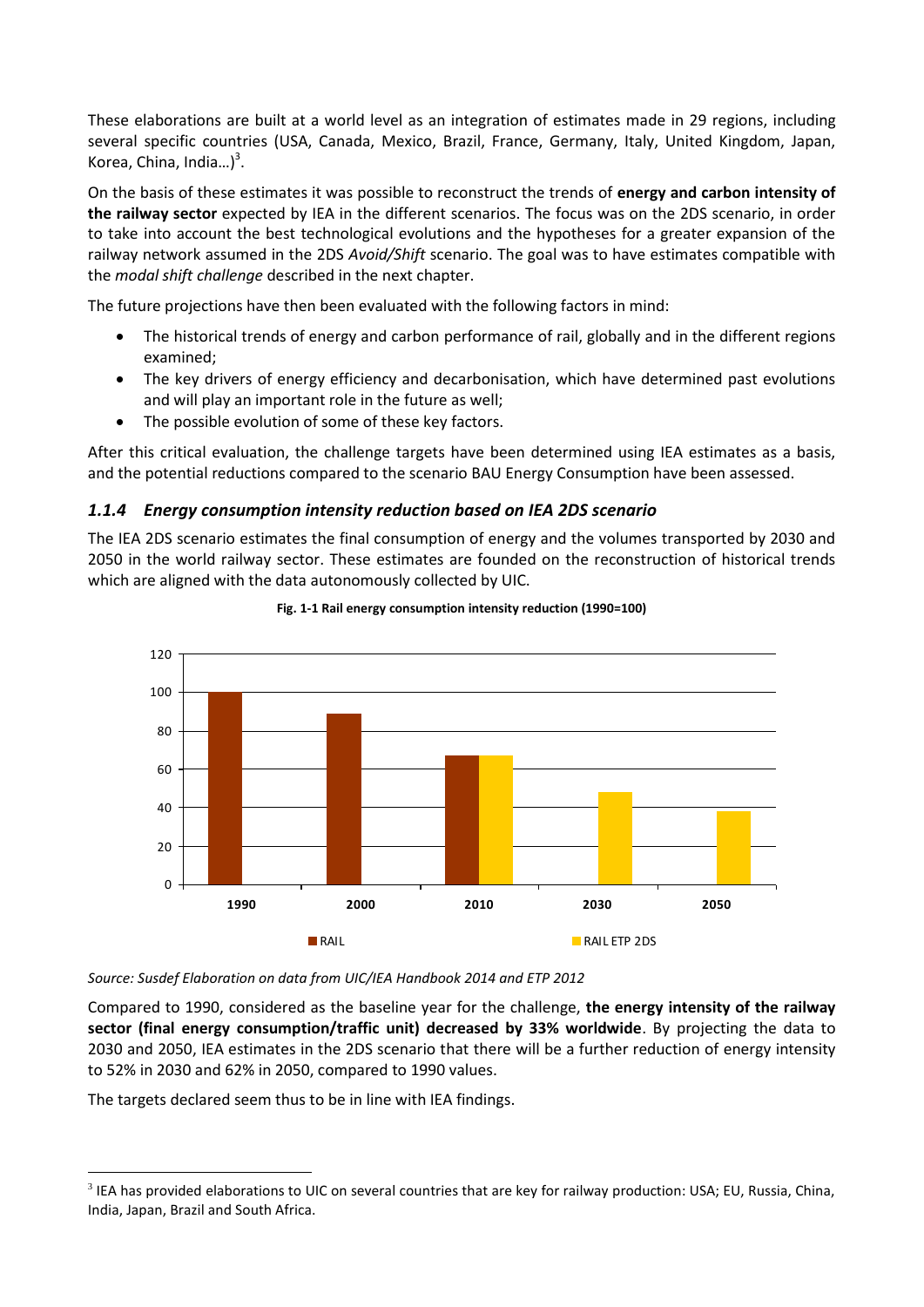These elaborations are built at a world level as an integration of estimates made in 29 regions, including several specific countries (USA, Canada, Mexico, Brazil, France, Germany, Italy, United Kingdom, Japan, Korea, China, India…)[3].

On the basis of these estimates it was possible to reconstruct the trends of **energy and carbon intensity of the railway sector** expected by IEA in the different scenarios. The focus was on the 2DS scenario, in order to take into account the best technological evolutions and the hypotheses for a greater expansion of the railway network assumed in the 2DS *Avoid/Shift* scenario. The goal was to have estimates compatible with the *modal shift challenge* described in the next chapter.

The future projections have then been evaluated with the following factors in mind:

- The historical trends of energy and carbon performance of rail, globally and in the different regions examined;
- The key drivers of energy efficiency and decarbonisation, which have determined past evolutions and will play an important role in the future as well;
- The possible evolution of some of these key factors.

After this critical evaluation, the challenge targets have been determined using IEA estimates as a basis, and the potential reductions compared to the scenario BAU Energy Consumption have been assessed.

### *1.1.4 Energy consumption intensity reduction based on IEA 2DS scenario*

The IEA 2DS scenario estimates the final consumption of energy and the volumes transported by 2030 and 2050 in the world railway sector. These estimates are founded on the reconstruction of historical trends which are aligned with the data autonomously collected by UIC.

**Fig. 1-1 Rail energy consumption intensity reduction (1990=100)**

*Source: Susdef Elaboration on data from UIC/IEA Handbook 2014 and ETP 2012*

Compared to 1990, considered as the baseline year for the challenge, **the energy intensity of the railway sector (final energy consumption/traffic unit) decreased by 33% worldwide**. By projecting the data to 2030 and 2050, IEA estimates in the 2DS scenario that there will be a further reduction of energy intensity to 52% in 2030 and 62% in 2050, compared to 1990 values.

The targets declared seem thus to be in line with IEA findings.

[3] IEA has provided elaborations to UIC on several countries that are key for railway production: USA; EU, Russia, China, India, Japan, Brazil and South Africa.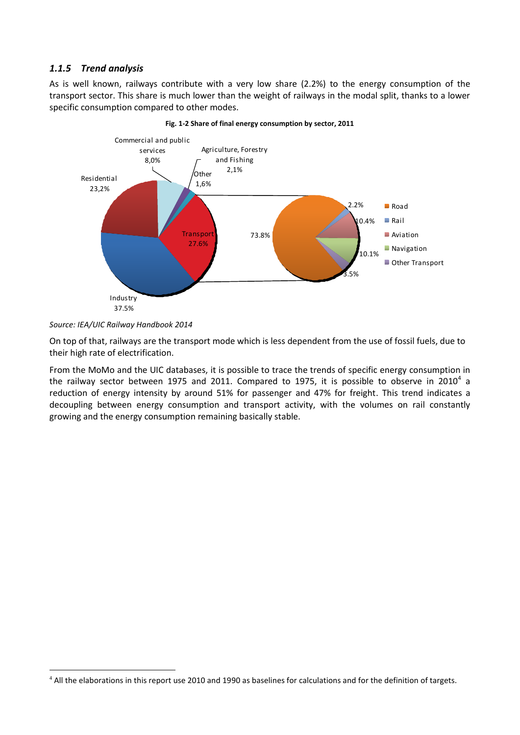### *1.1.5 Trend analysis*

As is well known, railways contribute with a very low share (2.2%) to the energy consumption of the transport sector. This share is much lower than the weight of railways in the modal split, thanks to a lower specific consumption compared to other modes.

**Fig. 1-2 Share of final energy consumption by sector, 2011**

*Source: IEA/UIC Railway Handbook 2014*

On top of that, railways are the transport mode which is less dependent from the use of fossil fuels, due to their high rate of electrification.

From the MoMo and the UIC databases, it is possible to trace the trends of specific energy consumption in the railway sector between 1975 and 2011. Compared to 1975, it is possible to observe in 2010[4] a reduction of energy intensity by around 51% for passenger and 47% for freight. This trend indicates a decoupling between energy consumption and transport activity, with the volumes on rail constantly growing and the energy consumption remaining basically stable.

[4] All the elaborations in this report use 2010 and 1990 as baselines for calculations and for the definition of targets.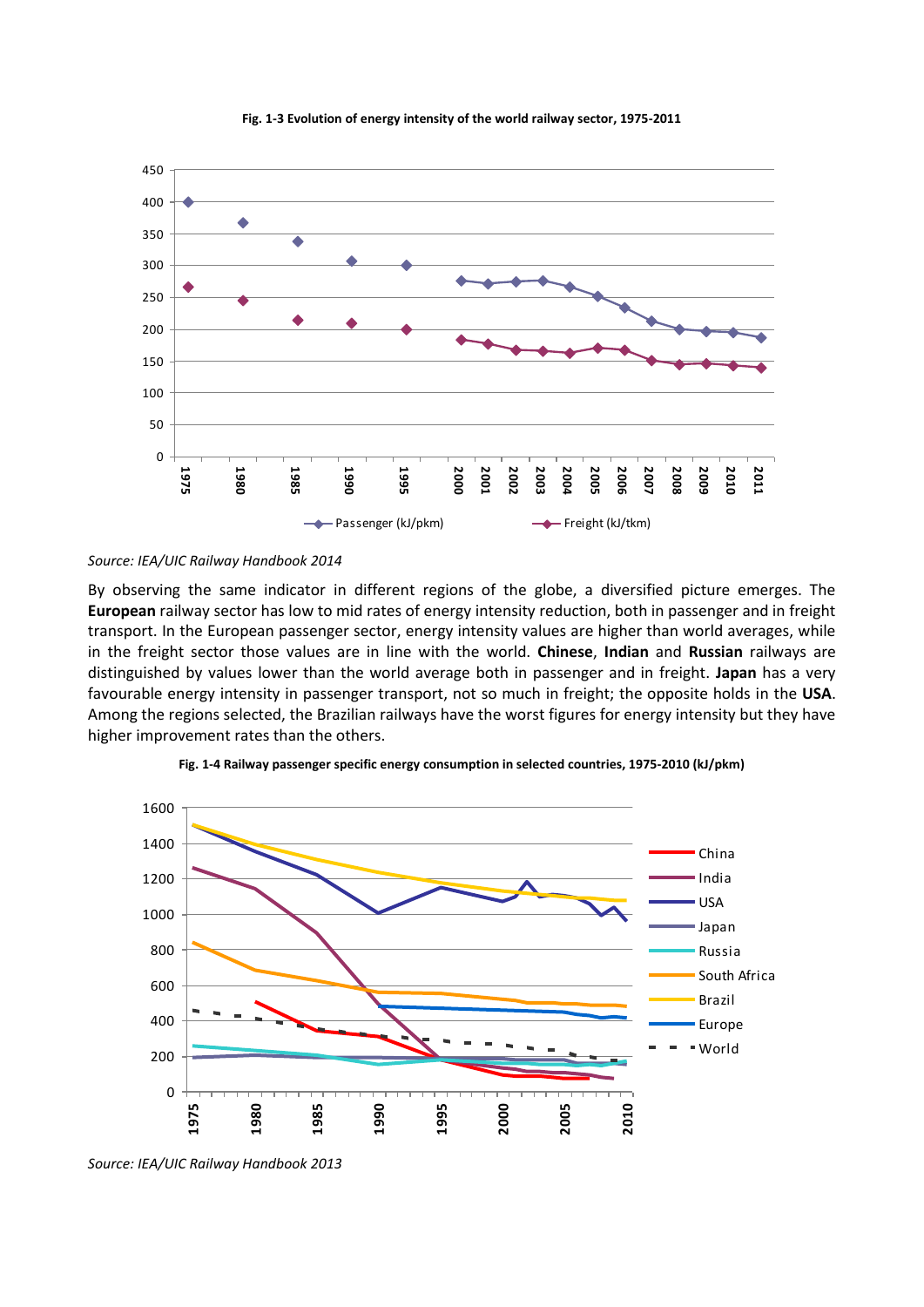**Fig. 1-3 Evolution of energy intensity of the world railway sector, 1975-2011**

*Source: IEA/UIC Railway Handbook 2014*

By observing the same indicator in different regions of the globe, a diversified picture emerges. The **European** railway sector has low to mid rates of energy intensity reduction, both in passenger and in freight transport. In the European passenger sector, energy intensity values are higher than world averages, while in the freight sector those values are in line with the world. **Chinese**, **Indian** and **Russian** railways are distinguished by values lower than the world average both in passenger and in freight. **Japan** has a very favourable energy intensity in passenger transport, not so much in freight; the opposite holds in the **USA**. Among the regions selected, the Brazilian railways have the worst figures for energy intensity but they have higher improvement rates than the others.

**Fig. 1-4 Railway passenger specific energy consumption in selected countries, 1975-2010 (kJ/pkm)**

*Source: IEA/UIC Railway Handbook 2013*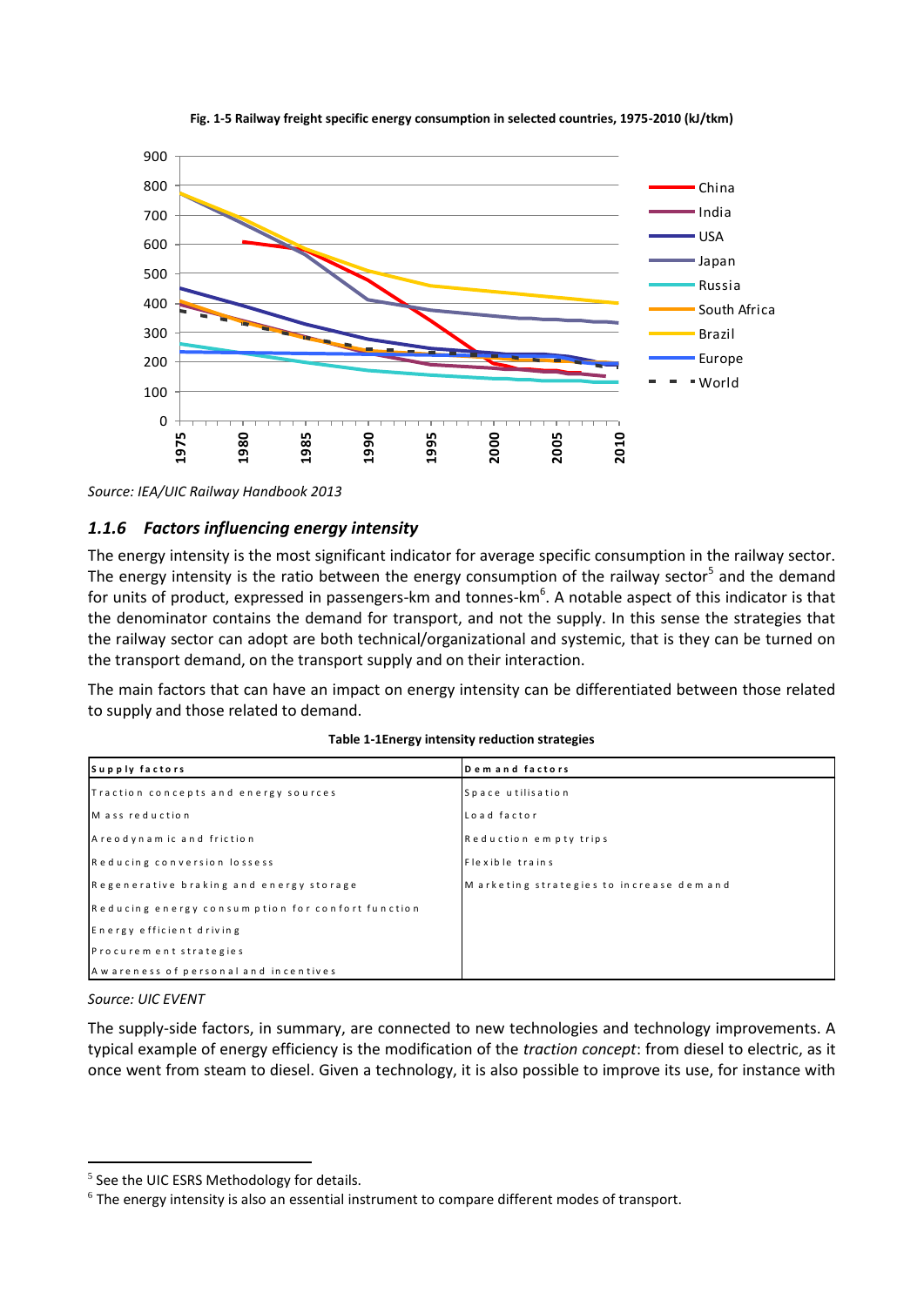**Fig. 1-5 Railway freight specific energy consumption in selected countries, 1975-2010 (kJ/tkm)**

*Source: IEA/UIC Railway Handbook 2013*

### 1.1.6 Factors influencing energy intensity

The energy intensity is the most significant indicator for average specific consumption in the railway sector. The energy intensity is the ratio between the energy consumption of the railway sector[5] and the demand for units of product, expressed in passengers-km and tonnes-km[6]. A notable aspect of this indicator is that the denominator contains the demand for transport, and not the supply. In this sense the strategies that the railway sector can adopt are both technical/organizational and systemic, that is they can be turned on the transport demand, on the transport supply and on their interaction.

The main factors that can have an impact on energy intensity can be differentiated between those related to supply and those related to demand.

**Table 1-1Energy intensity reduction strategies**

| Supply factors | Demand factors |
|---|---|
| Traction concepts and energy sources | Space utilisation |
| Mass reduction | Load factor |
| Areodynamic and friction | Reduction empty trips |
| Reducing conversion lossess | Flexible trains |
| Regenerative braking and energy storage | Marketing strategies to increase demand |
| Reducing energy consumption for confort function | |
| Energy efficient driving | |
| Procurement strategies | |
| Awareness of personal and incentives | |

*Source: UIC EVENT*

The supply-side factors, in summary, are connected to new technologies and technology improvements. A typical example of energy efficiency is the modification of the *traction concept*: from diesel to electric, as it once went from steam to diesel. Given a technology, it is also possible to improve its use, for instance with

[5] See the UIC ESRS Methodology for details.

[6] The energy intensity is also an essential instrument to compare different modes of transport.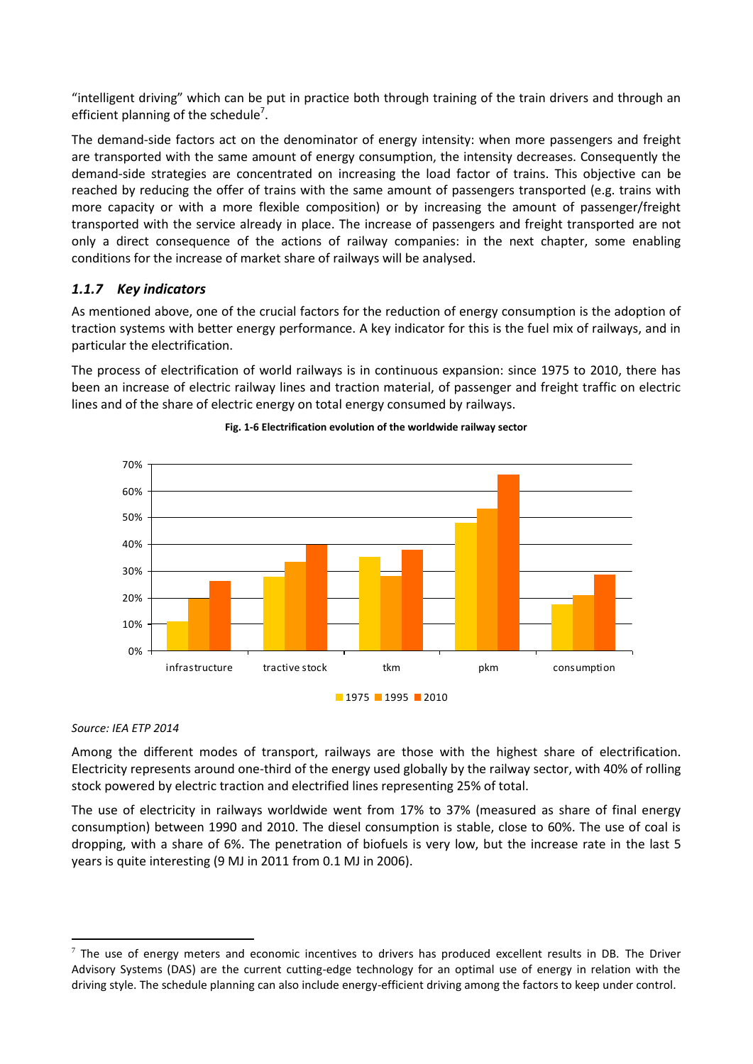"intelligent driving" which can be put in practice both through training of the train drivers and through an efficient planning of the schedule[7].

The demand-side factors act on the denominator of energy intensity: when more passengers and freight are transported with the same amount of energy consumption, the intensity decreases. Consequently the demand-side strategies are concentrated on increasing the load factor of trains. This objective can be reached by reducing the offer of trains with the same amount of passengers transported (e.g. trains with more capacity or with a more flexible composition) or by increasing the amount of passenger/freight transported with the service already in place. The increase of passengers and freight transported are not only a direct consequence of the actions of railway companies: in the next chapter, some enabling conditions for the increase of market share of railways will be analysed.

### *1.1.7 Key indicators*

As mentioned above, one of the crucial factors for the reduction of energy consumption is the adoption of traction systems with better energy performance. A key indicator for this is the fuel mix of railways, and in particular the electrification.

The process of electrification of world railways is in continuous expansion: since 1975 to 2010, there has been an increase of electric railway lines and traction material, of passenger and freight traffic on electric lines and of the share of electric energy on total energy consumed by railways.

**Fig. 1-6 Electrification evolution of the worldwide railway sector**

*Source: IEA ETP 2014*

Among the different modes of transport, railways are those with the highest share of electrification. Electricity represents around one-third of the energy used globally by the railway sector, with 40% of rolling stock powered by electric traction and electrified lines representing 25% of total.

The use of electricity in railways worldwide went from 17% to 37% (measured as share of final energy consumption) between 1990 and 2010. The diesel consumption is stable, close to 60%. The use of coal is dropping, with a share of 6%. The penetration of biofuels is very low, but the increase rate in the last 5 years is quite interesting (9 MJ in 2011 from 0.1 MJ in 2006).

[7] The use of energy meters and economic incentives to drivers has produced excellent results in DB. The Driver Advisory Systems (DAS) are the current cutting-edge technology for an optimal use of energy in relation with the driving style. The schedule planning can also include energy-efficient driving among the factors to keep under control.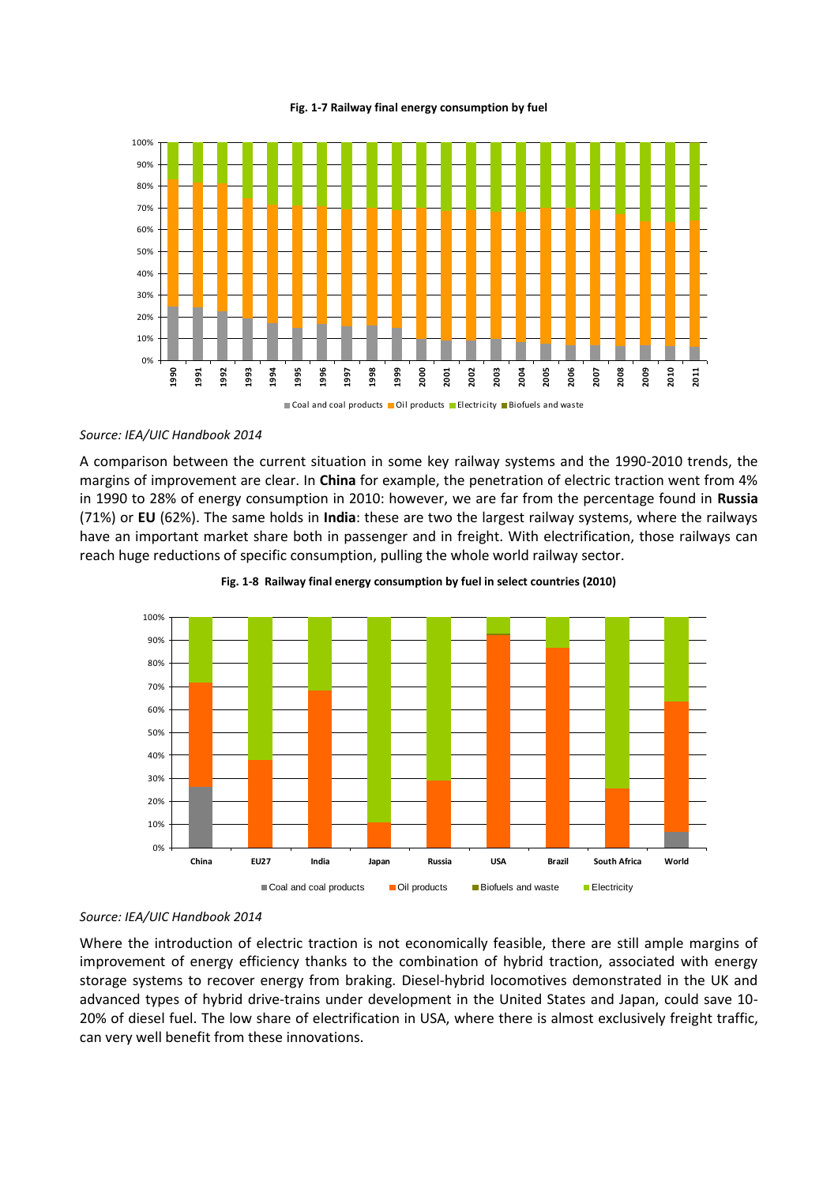**Fig. 1-7 Railway final energy consumption by fuel**

*Source: IEA/UIC Handbook 2014*

A comparison between the current situation in some key railway systems and the 1990-2010 trends, the margins of improvement are clear. In **China** for example, the penetration of electric traction went from 4% in 1990 to 28% of energy consumption in 2010: however, we are far from the percentage found in **Russia** (71%) or **EU** (62%). The same holds in **India**: these are two the largest railway systems, where the railways have an important market share both in passenger and in freight. With electrification, those railways can reach huge reductions of specific consumption, pulling the whole world railway sector.

**Fig. 1-8 Railway final energy consumption by fuel in select countries (2010)**

*Source: IEA/UIC Handbook 2014*

Where the introduction of electric traction is not economically feasible, there are still ample margins of improvement of energy efficiency thanks to the combination of hybrid traction, associated with energy storage systems to recover energy from braking. Diesel-hybrid locomotives demonstrated in the UK and advanced types of hybrid drive-trains under development in the United States and Japan, could save 10-20% of diesel fuel. The low share of electrification in USA, where there is almost exclusively freight traffic, can very well benefit from these innovations.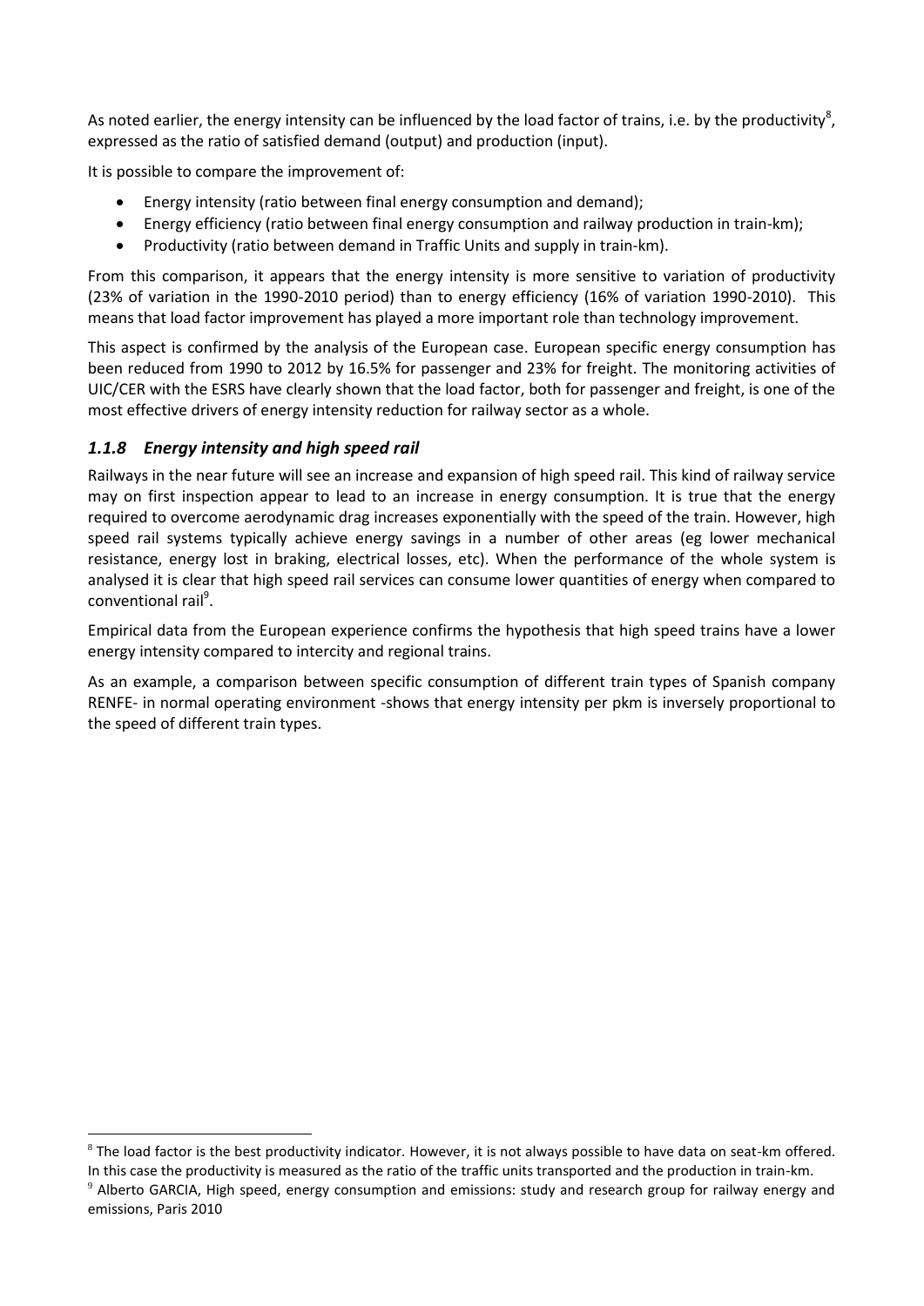As noted earlier, the energy intensity can be influenced by the load factor of trains, i.e. by the productivity[8], expressed as the ratio of satisfied demand (output) and production (input).

It is possible to compare the improvement of:

- Energy intensity (ratio between final energy consumption and demand);
- Energy efficiency (ratio between final energy consumption and railway production in train-km);
- Productivity (ratio between demand in Traffic Units and supply in train-km).

From this comparison, it appears that the energy intensity is more sensitive to variation of productivity (23% of variation in the 1990-2010 period) than to energy efficiency (16% of variation 1990-2010). This means that load factor improvement has played a more important role than technology improvement.

This aspect is confirmed by the analysis of the European case. European specific energy consumption has been reduced from 1990 to 2012 by 16.5% for passenger and 23% for freight. The monitoring activities of UIC/CER with the ESRS have clearly shown that the load factor, both for passenger and freight, is one of the most effective drivers of energy intensity reduction for railway sector as a whole.

### *1.1.8 Energy intensity and high speed rail*

Railways in the near future will see an increase and expansion of high speed rail. This kind of railway service may on first inspection appear to lead to an increase in energy consumption. It is true that the energy required to overcome aerodynamic drag increases exponentially with the speed of the train. However, high speed rail systems typically achieve energy savings in a number of other areas (eg lower mechanical resistance, energy lost in braking, electrical losses, etc). When the performance of the whole system is analysed it is clear that high speed rail services can consume lower quantities of energy when compared to conventional rail[9].

Empirical data from the European experience confirms the hypothesis that high speed trains have a lower energy intensity compared to intercity and regional trains.

As an example, a comparison between specific consumption of different train types of Spanish company RENFE- in normal operating environment -shows that energy intensity per pkm is inversely proportional to the speed of different train types.

---

[8] The load factor is the best productivity indicator. However, it is not always possible to have data on seat-km offered. In this case the productivity is measured as the ratio of the traffic units transported and the production in train-km.

[9] Alberto GARCIA, High speed, energy consumption and emissions: study and research group for railway energy and emissions, Paris 2010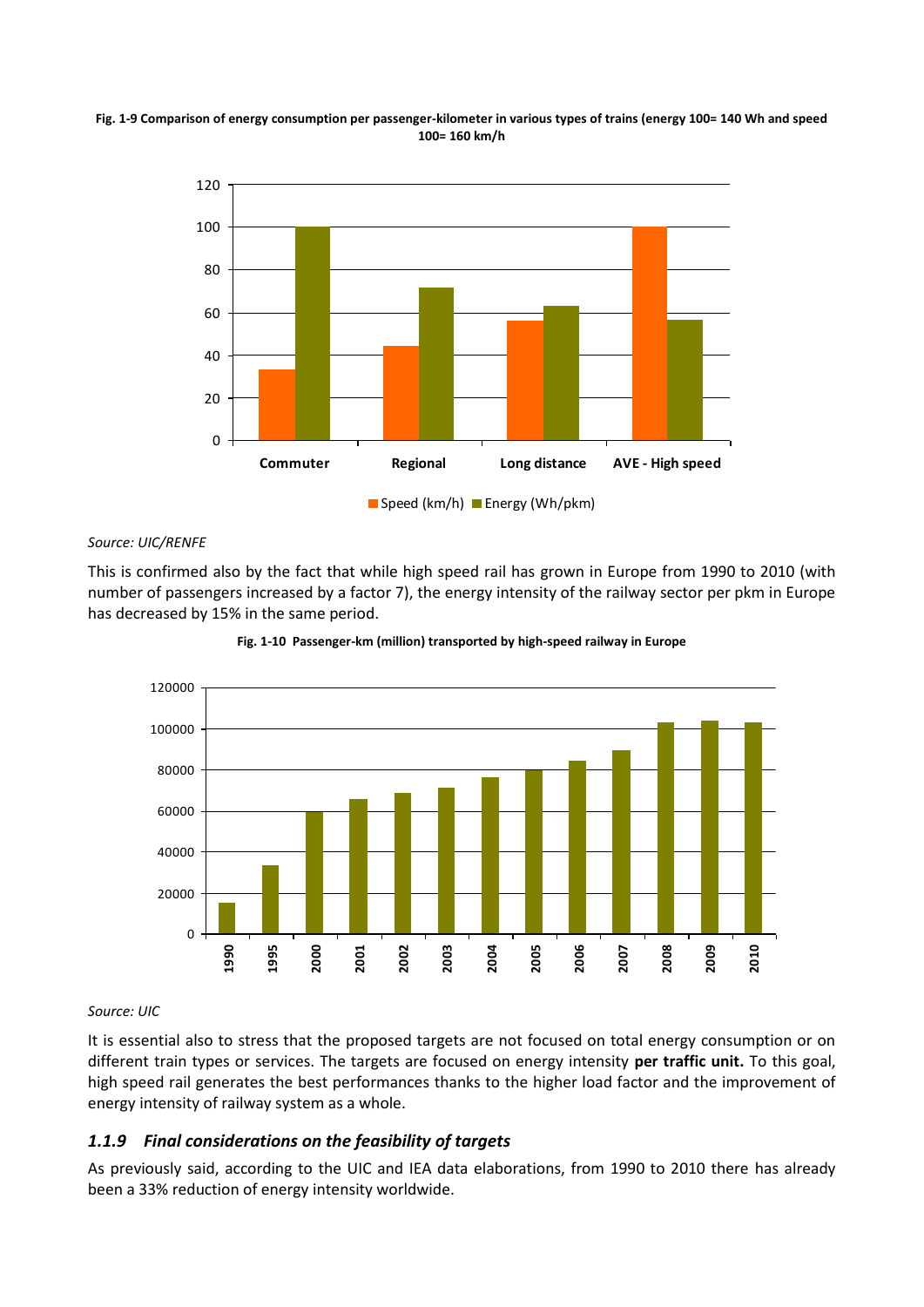**Fig. 1-9 Comparison of energy consumption per passenger-kilometer in various types of trains (energy 100= 140 Wh and speed 100= 160 km/h**

*Source: UIC/RENFE*

This is confirmed also by the fact that while high speed rail has grown in Europe from 1990 to 2010 (with number of passengers increased by a factor 7), the energy intensity of the railway sector per pkm in Europe has decreased by 15% in the same period.

**Fig. 1-10 Passenger-km (million) transported by high-speed railway in Europe**

*Source: UIC*

It is essential also to stress that the proposed targets are not focused on total energy consumption or on different train types or services. The targets are focused on energy intensity **per traffic unit.** To this goal, high speed rail generates the best performances thanks to the higher load factor and the improvement of energy intensity of railway system as a whole.

### *1.1.9 Final considerations on the feasibility of targets*

As previously said, according to the UIC and IEA data elaborations, from 1990 to 2010 there has already been a 33% reduction of energy intensity worldwide.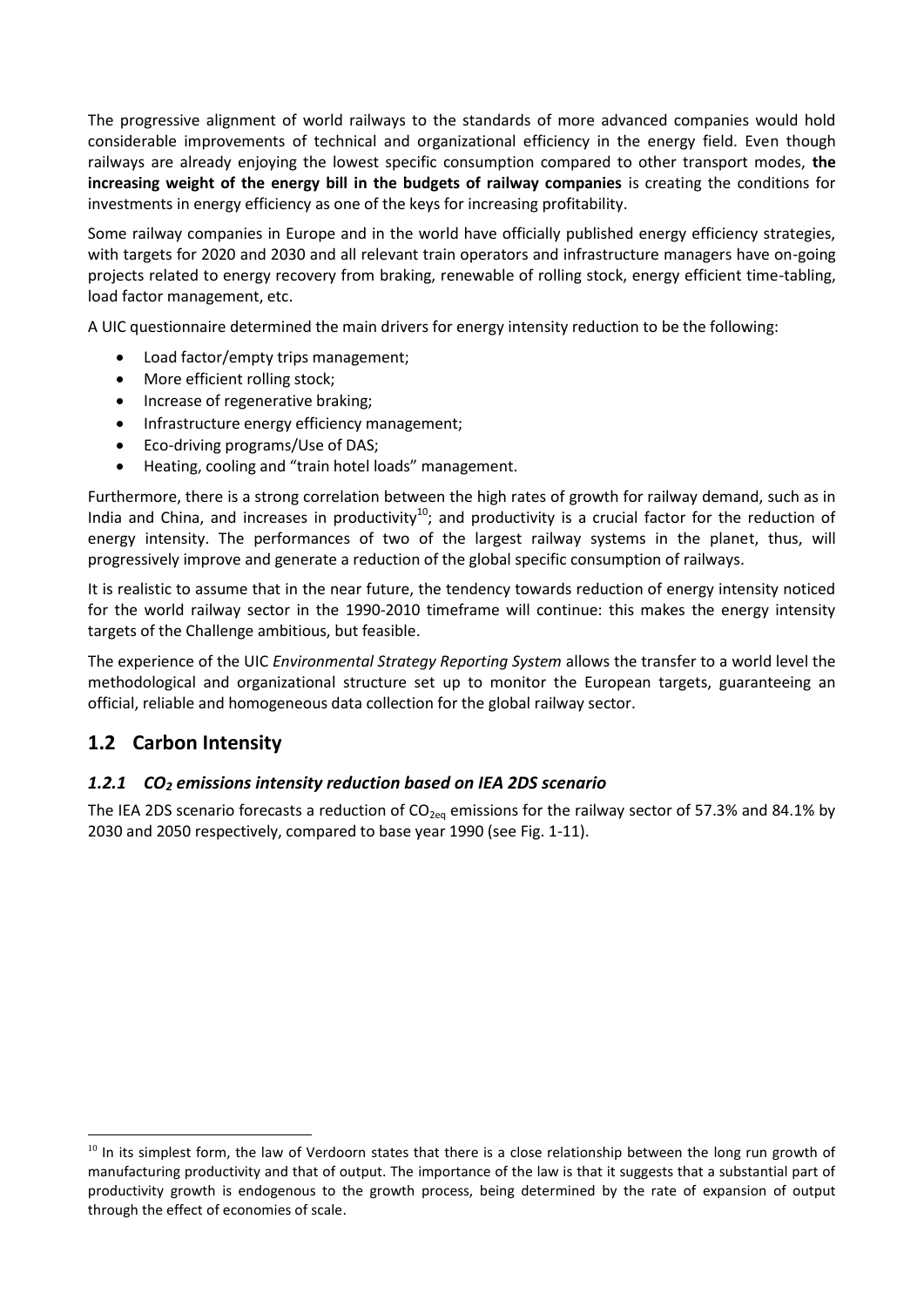The progressive alignment of world railways to the standards of more advanced companies would hold considerable improvements of technical and organizational efficiency in the energy field. Even though railways are already enjoying the lowest specific consumption compared to other transport modes, **the increasing weight of the energy bill in the budgets of railway companies** is creating the conditions for investments in energy efficiency as one of the keys for increasing profitability.

Some railway companies in Europe and in the world have officially published energy efficiency strategies, with targets for 2020 and 2030 and all relevant train operators and infrastructure managers have on-going projects related to energy recovery from braking, renewable of rolling stock, energy efficient time-tabling, load factor management, etc.

A UIC questionnaire determined the main drivers for energy intensity reduction to be the following:

- Load factor/empty trips management;
- More efficient rolling stock;
- Increase of regenerative braking;
- Infrastructure energy efficiency management;
- Eco-driving programs/Use of DAS;
- Heating, cooling and "train hotel loads" management.

Furthermore, there is a strong correlation between the high rates of growth for railway demand, such as in India and China, and increases in productivity[10]; and productivity is a crucial factor for the reduction of energy intensity. The performances of two of the largest railway systems in the planet, thus, will progressively improve and generate a reduction of the global specific consumption of railways.

It is realistic to assume that in the near future, the tendency towards reduction of energy intensity noticed for the world railway sector in the 1990-2010 timeframe will continue: this makes the energy intensity targets of the Challenge ambitious, but feasible.

The experience of the UIC *Environmental Strategy Reporting System* allows the transfer to a world level the methodological and organizational structure set up to monitor the European targets, guaranteeing an official, reliable and homogeneous data collection for the global railway sector.

## 1.2 Carbon Intensity

### *1.2.1 $CO_2$ emissions intensity reduction based on IEA 2DS scenario*

The IEA 2DS scenario forecasts a reduction of $CO_{2eq}$ emissions for the railway sector of 57.3% and 84.1% by 2030 and 2050 respectively, compared to base year 1990 (see Fig. 1-11).

[10] In its simplest form, the law of Verdoorn states that there is a close relationship between the long run growth of manufacturing productivity and that of output. The importance of the law is that it suggests that a substantial part of productivity growth is endogenous to the growth process, being determined by the rate of expansion of output through the effect of economies of scale.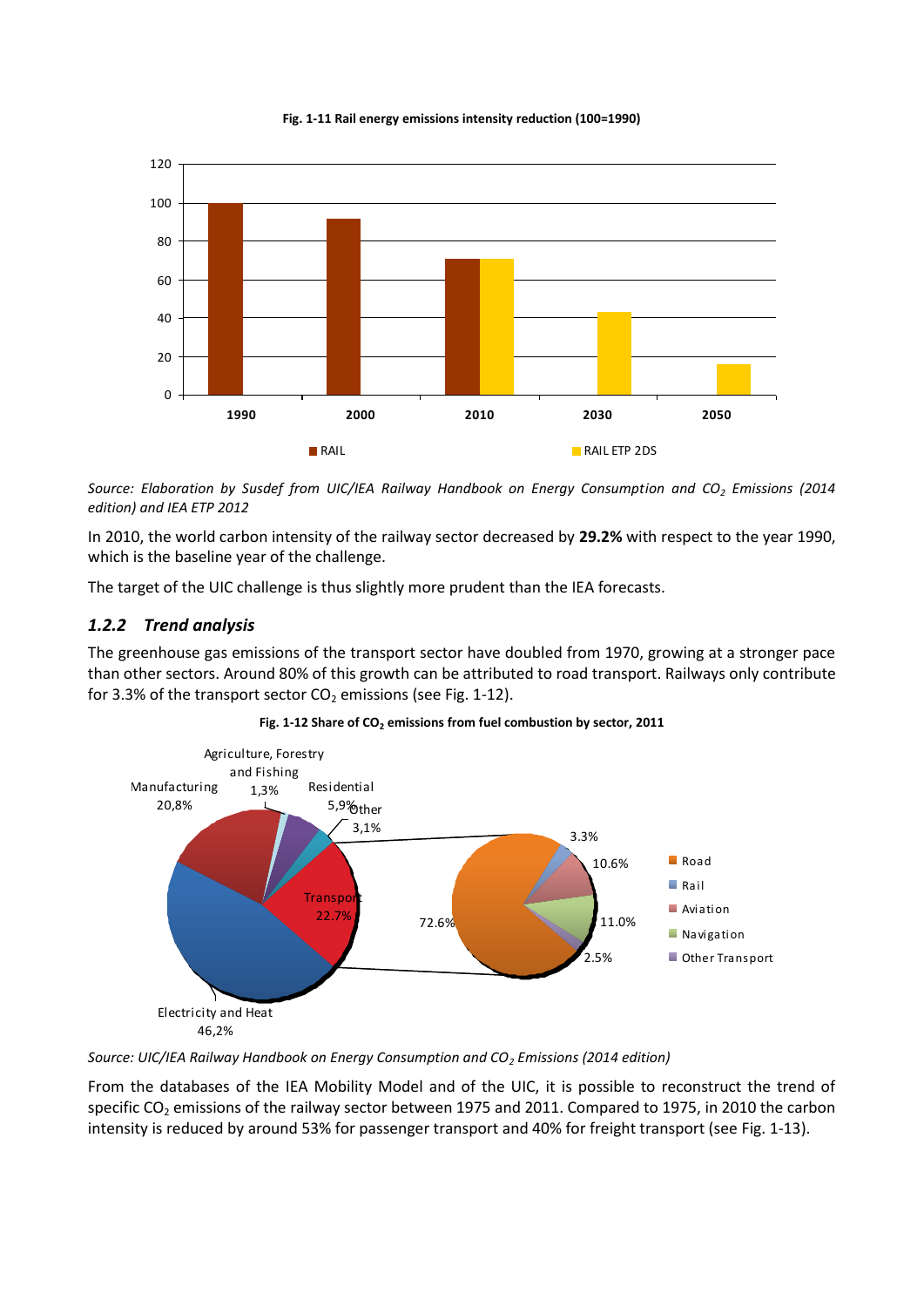**Fig. 1-11 Rail energy emissions intensity reduction (100=1990)**

*Source: Elaboration by Susdef from UIC/IEA Railway Handbook on Energy Consumption and $CO_2$ Emissions (2014 edition) and IEA ETP 2012*

In 2010, the world carbon intensity of the railway sector decreased by **29.2%** with respect to the year 1990, which is the baseline year of the challenge.

The target of the UIC challenge is thus slightly more prudent than the IEA forecasts.

### *1.2.2 Trend analysis*

The greenhouse gas emissions of the transport sector have doubled from 1970, growing at a stronger pace than other sectors. Around 80% of this growth can be attributed to road transport. Railways only contribute for 3.3% of the transport sector $CO_2$ emissions (see Fig. 1-12).

**Fig. 1-12 Share of $CO_2$ emissions from fuel combustion by sector, 2011**

*Source: UIC/IEA Railway Handbook on Energy Consumption and $CO_2$ Emissions (2014 edition)*

From the databases of the IEA Mobility Model and of the UIC, it is possible to reconstruct the trend of specific $CO_2$ emissions of the railway sector between 1975 and 2011. Compared to 1975, in 2010 the carbon intensity is reduced by around 53% for passenger transport and 40% for freight transport (see Fig. 1-13).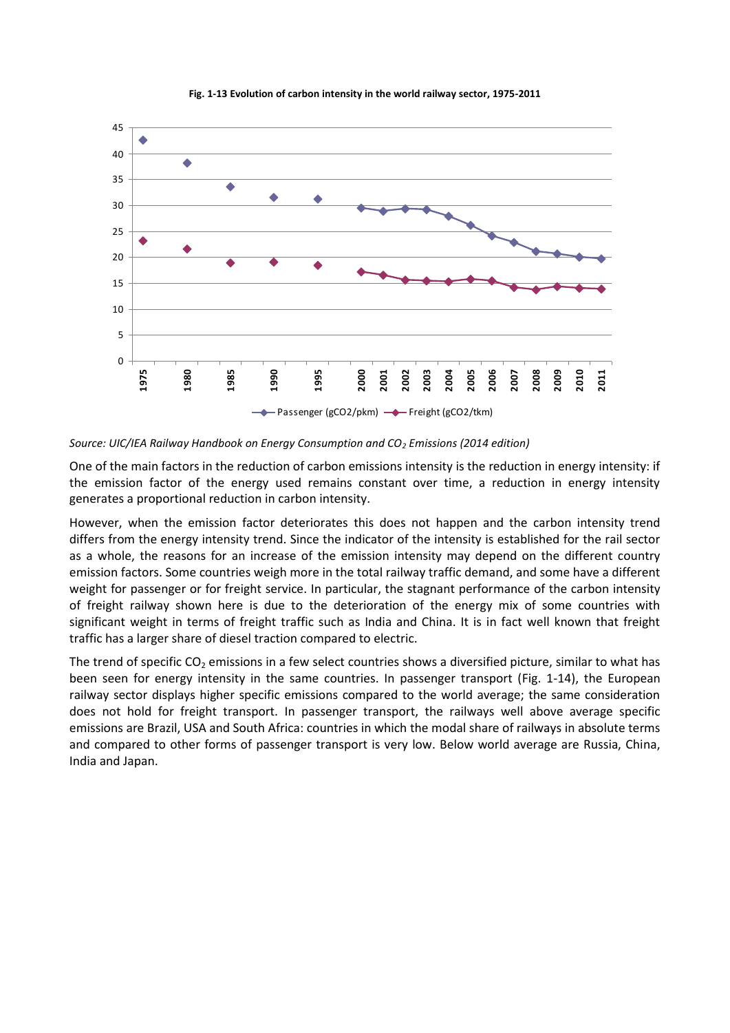**Fig. 1-13 Evolution of carbon intensity in the world railway sector, 1975-2011**

*Source: UIC/IEA Railway Handbook on Energy Consumption and $CO_2$ Emissions (2014 edition)*

One of the main factors in the reduction of carbon emissions intensity is the reduction in energy intensity: if the emission factor of the energy used remains constant over time, a reduction in energy intensity generates a proportional reduction in carbon intensity.

However, when the emission factor deteriorates this does not happen and the carbon intensity trend differs from the energy intensity trend. Since the indicator of the intensity is established for the rail sector as a whole, the reasons for an increase of the emission intensity may depend on the different country emission factors. Some countries weigh more in the total railway traffic demand, and some have a different weight for passenger or for freight service. In particular, the stagnant performance of the carbon intensity of freight railway shown here is due to the deterioration of the energy mix of some countries with significant weight in terms of freight traffic such as India and China. It is in fact well known that freight traffic has a larger share of diesel traction compared to electric.

The trend of specific $CO_2$ emissions in a few select countries shows a diversified picture, similar to what has been seen for energy intensity in the same countries. In passenger transport (Fig. 1-14), the European railway sector displays higher specific emissions compared to the world average; the same consideration does not hold for freight transport. In passenger transport, the railways well above average specific emissions are Brazil, USA and South Africa: countries in which the modal share of railways in absolute terms and compared to other forms of passenger transport is very low. Below world average are Russia, China, India and Japan.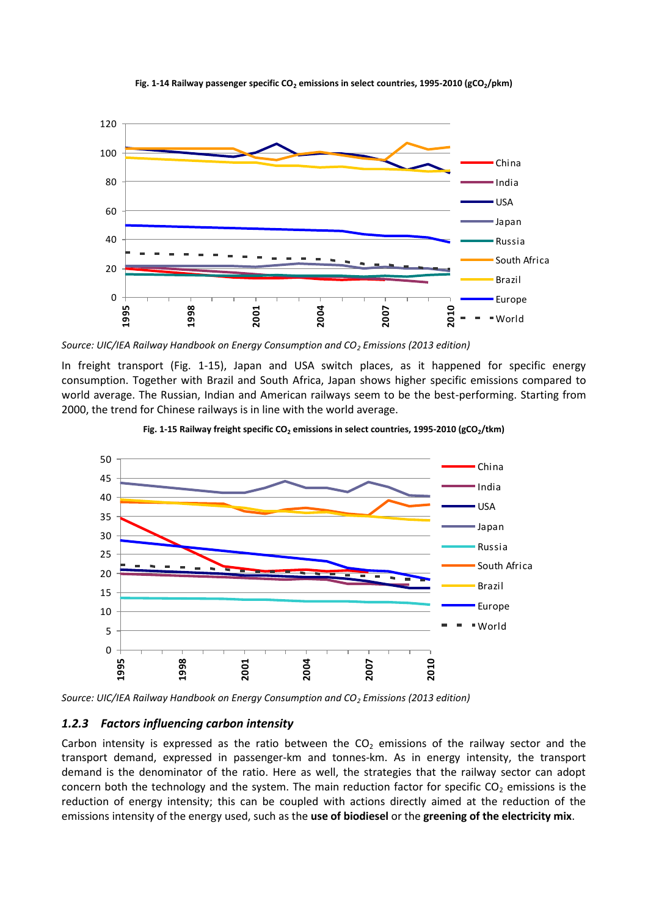**Fig. 1-14 Railway passenger specific $CO_2$ emissions in select countries, 1995-2010 ($gCO_2$/pkm)**

*Source: UIC/IEA Railway Handbook on Energy Consumption and $CO_2$ Emissions (2013 edition)*

In freight transport (Fig. 1-15), Japan and USA switch places, as it happened for specific energy consumption. Together with Brazil and South Africa, Japan shows higher specific emissions compared to world average. The Russian, Indian and American railways seem to be the best-performing. Starting from 2000, the trend for Chinese railways is in line with the world average.

**Fig. 1-15 Railway freight specific $CO_2$ emissions in select countries, 1995-2010 ($gCO_2$/tkm)**

*Source: UIC/IEA Railway Handbook on Energy Consumption and $CO_2$ Emissions (2013 edition)*

### *1.2.3 Factors influencing carbon intensity*

Carbon intensity is expressed as the ratio between the $CO_2$ emissions of the railway sector and the transport demand, expressed in passenger-km and tonnes-km. As in energy intensity, the transport demand is the denominator of the ratio. Here as well, the strategies that the railway sector can adopt concern both the technology and the system. The main reduction factor for specific $CO_2$ emissions is the reduction of energy intensity; this can be coupled with actions directly aimed at the reduction of the emissions intensity of the energy used, such as the **use of biodiesel** or the **greening of the electricity mix**.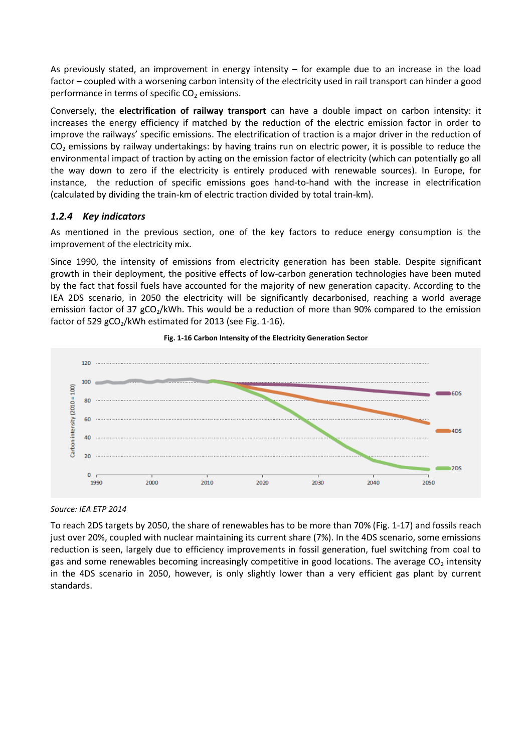As previously stated, an improvement in energy intensity – for example due to an increase in the load factor – coupled with a worsening carbon intensity of the electricity used in rail transport can hinder a good performance in terms of specific $CO_2$ emissions.

Conversely, the **electrification of railway transport** can have a double impact on carbon intensity: it increases the energy efficiency if matched by the reduction of the electric emission factor in order to improve the railways' specific emissions. The electrification of traction is a major driver in the reduction of $CO_2$ emissions by railway undertakings: by having trains run on electric power, it is possible to reduce the environmental impact of traction by acting on the emission factor of electricity (which can potentially go all the way down to zero if the electricity is entirely produced with renewable sources). In Europe, for instance, the reduction of specific emissions goes hand-to-hand with the increase in electrification (calculated by dividing the train-km of electric traction divided by total train-km).

### *1.2.4 Key indicators*

As mentioned in the previous section, one of the key factors to reduce energy consumption is the improvement of the electricity mix.

Since 1990, the intensity of emissions from electricity generation has been stable. Despite significant growth in their deployment, the positive effects of low-carbon generation technologies have been muted by the fact that fossil fuels have accounted for the majority of new generation capacity. According to the IEA 2DS scenario, in 2050 the electricity will be significantly decarbonised, reaching a world average emission factor of 37 $gCO_2$/kWh. This would be a reduction of more than 90% compared to the emission factor of 529 $gCO_2$/kWh estimated for 2013 (see Fig. 1-16).

**Fig. 1-16 Carbon Intensity of the Electricity Generation Sector**

*Source: IEA ETP 2014*

To reach 2DS targets by 2050, the share of renewables has to be more than 70% (Fig. 1-17) and fossils reach just over 20%, coupled with nuclear maintaining its current share (7%). In the 4DS scenario, some emissions reduction is seen, largely due to efficiency improvements in fossil generation, fuel switching from coal to gas and some renewables becoming increasingly competitive in good locations. The average $CO_2$ intensity in the 4DS scenario in 2050, however, is only slightly lower than a very efficient gas plant by current standards.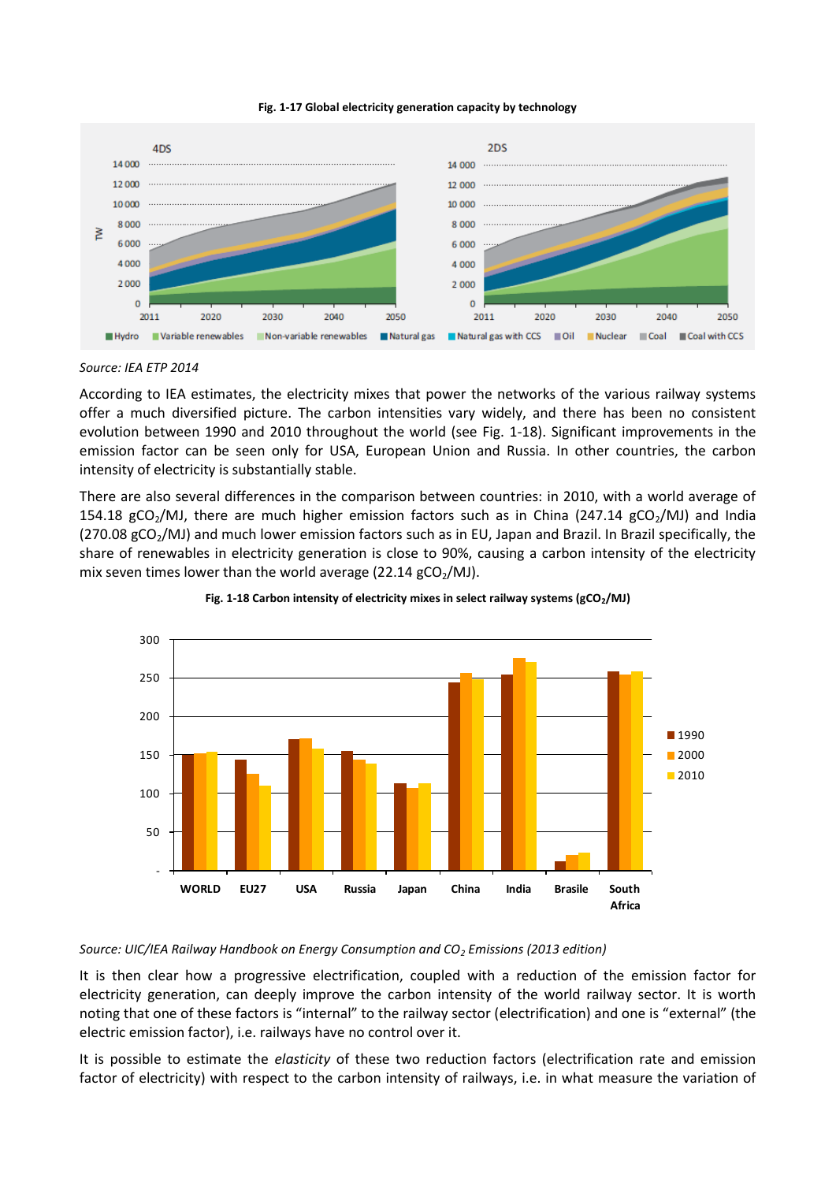**Fig. 1-17 Global electricity generation capacity by technology**

*Source: IEA ETP 2014*

According to IEA estimates, the electricity mixes that power the networks of the various railway systems offer a much diversified picture. The carbon intensities vary widely, and there has been no consistent evolution between 1990 and 2010 throughout the world (see Fig. 1-18). Significant improvements in the emission factor can be seen only for USA, European Union and Russia. In other countries, the carbon intensity of electricity is substantially stable.

There are also several differences in the comparison between countries: in 2010, with a world average of 154.18 $gCO_2/MJ$, there are much higher emission factors such as in China (247.14 $gCO_2/MJ$) and India (270.08 $gCO_2/MJ$) and much lower emission factors such as in EU, Japan and Brazil. In Brazil specifically, the share of renewables in electricity generation is close to 90%, causing a carbon intensity of the electricity mix seven times lower than the world average (22.14 $gCO_2/MJ$).

**Fig. 1-18 Carbon intensity of electricity mixes in select railway systems ($gCO_2/MJ$)**

*Source: UIC/IEA Railway Handbook on Energy Consumption and $CO_2$ Emissions (2013 edition)*

It is then clear how a progressive electrification, coupled with a reduction of the emission factor for electricity generation, can deeply improve the carbon intensity of the world railway sector. It is worth noting that one of these factors is "internal" to the railway sector (electrification) and one is "external" (the electric emission factor), i.e. railways have no control over it.

It is possible to estimate the *elasticity* of these two reduction factors (electrification rate and emission factor of electricity) with respect to the carbon intensity of railways, i.e. in what measure the variation of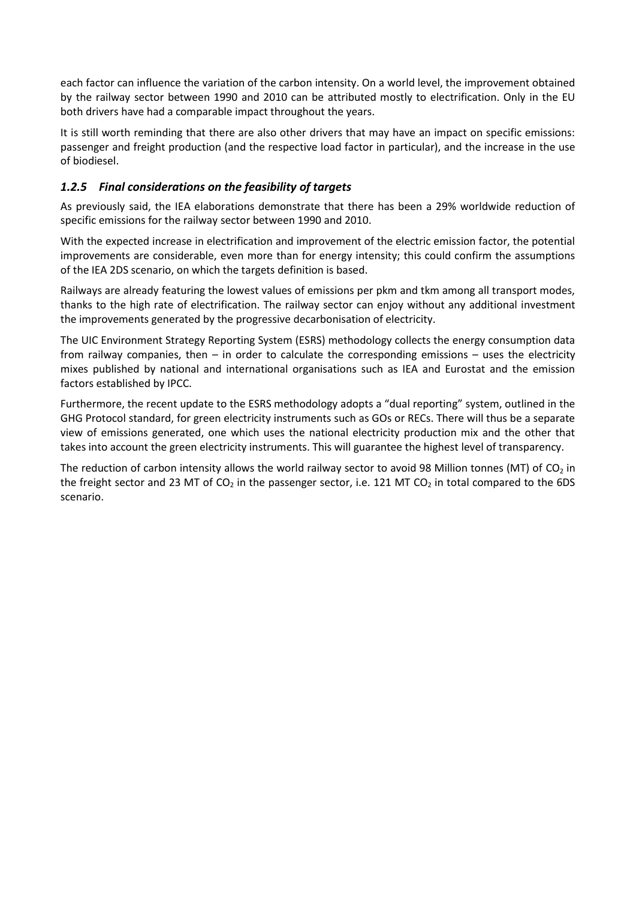each factor can influence the variation of the carbon intensity. On a world level, the improvement obtained by the railway sector between 1990 and 2010 can be attributed mostly to electrification. Only in the EU both drivers have had a comparable impact throughout the years.

It is still worth reminding that there are also other drivers that may have an impact on specific emissions: passenger and freight production (and the respective load factor in particular), and the increase in the use of biodiesel.

### *1.2.5 Final considerations on the feasibility of targets*

As previously said, the IEA elaborations demonstrate that there has been a 29% worldwide reduction of specific emissions for the railway sector between 1990 and 2010.

With the expected increase in electrification and improvement of the electric emission factor, the potential improvements are considerable, even more than for energy intensity; this could confirm the assumptions of the IEA 2DS scenario, on which the targets definition is based.

Railways are already featuring the lowest values of emissions per pkm and tkm among all transport modes, thanks to the high rate of electrification. The railway sector can enjoy without any additional investment the improvements generated by the progressive decarbonisation of electricity.

The UIC Environment Strategy Reporting System (ESRS) methodology collects the energy consumption data from railway companies, then – in order to calculate the corresponding emissions – uses the electricity mixes published by national and international organisations such as IEA and Eurostat and the emission factors established by IPCC.

Furthermore, the recent update to the ESRS methodology adopts a "dual reporting" system, outlined in the GHG Protocol standard, for green electricity instruments such as GOs or RECs. There will thus be a separate view of emissions generated, one which uses the national electricity production mix and the other that takes into account the green electricity instruments. This will guarantee the highest level of transparency.

The reduction of carbon intensity allows the world railway sector to avoid 98 Million tonnes (MT) of $CO_2$ in the freight sector and 23 MT of $CO_2$ in the passenger sector, i.e. 121 MT $CO_2$ in total compared to the 6DS scenario.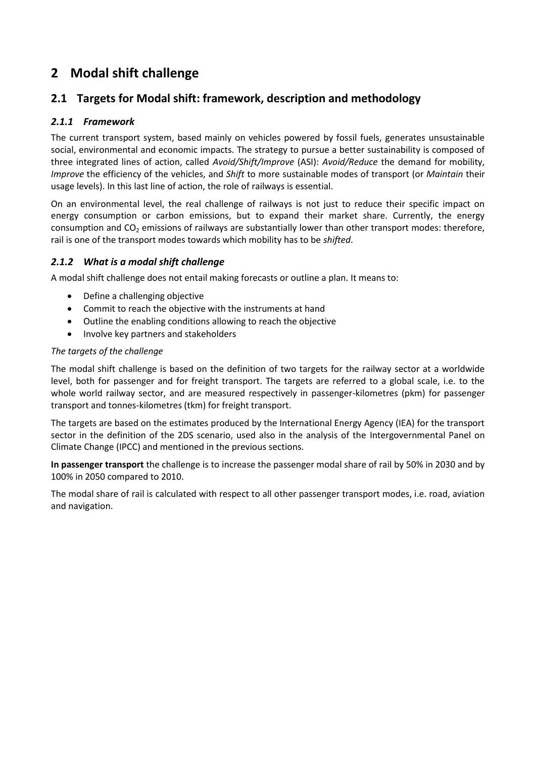# 2 Modal shift challenge

## 2.1 Targets for Modal shift: framework, description and methodology

### *2.1.1 Framework*

The current transport system, based mainly on vehicles powered by fossil fuels, generates unsustainable social, environmental and economic impacts. The strategy to pursue a better sustainability is composed of three integrated lines of action, called *Avoid/Shift/Improve* (ASI): *Avoid/Reduce* the demand for mobility, *Improve* the efficiency of the vehicles, and *Shift* to more sustainable modes of transport (or *Maintain* their usage levels). In this last line of action, the role of railways is essential.

On an environmental level, the real challenge of railways is not just to reduce their specific impact on energy consumption or carbon emissions, but to expand their market share. Currently, the energy consumption and $CO_2$ emissions of railways are substantially lower than other transport modes: therefore, rail is one of the transport modes towards which mobility has to be *shifted*.

### *2.1.2 What is a modal shift challenge*

A modal shift challenge does not entail making forecasts or outline a plan. It means to:

- Define a challenging objective
- Commit to reach the objective with the instruments at hand
- Outline the enabling conditions allowing to reach the objective
- Involve key partners and stakeholders

*The targets of the challenge*

The modal shift challenge is based on the definition of two targets for the railway sector at a worldwide level, both for passenger and for freight transport. The targets are referred to a global scale, i.e. to the whole world railway sector, and are measured respectively in passenger-kilometres (pkm) for passenger transport and tonnes-kilometres (tkm) for freight transport.

The targets are based on the estimates produced by the International Energy Agency (IEA) for the transport sector in the definition of the 2DS scenario, used also in the analysis of the Intergovernmental Panel on Climate Change (IPCC) and mentioned in the previous sections.

**In passenger transport** the challenge is to increase the passenger modal share of rail by 50% in 2030 and by 100% in 2050 compared to 2010.

The modal share of rail is calculated with respect to all other passenger transport modes, i.e. road, aviation and navigation.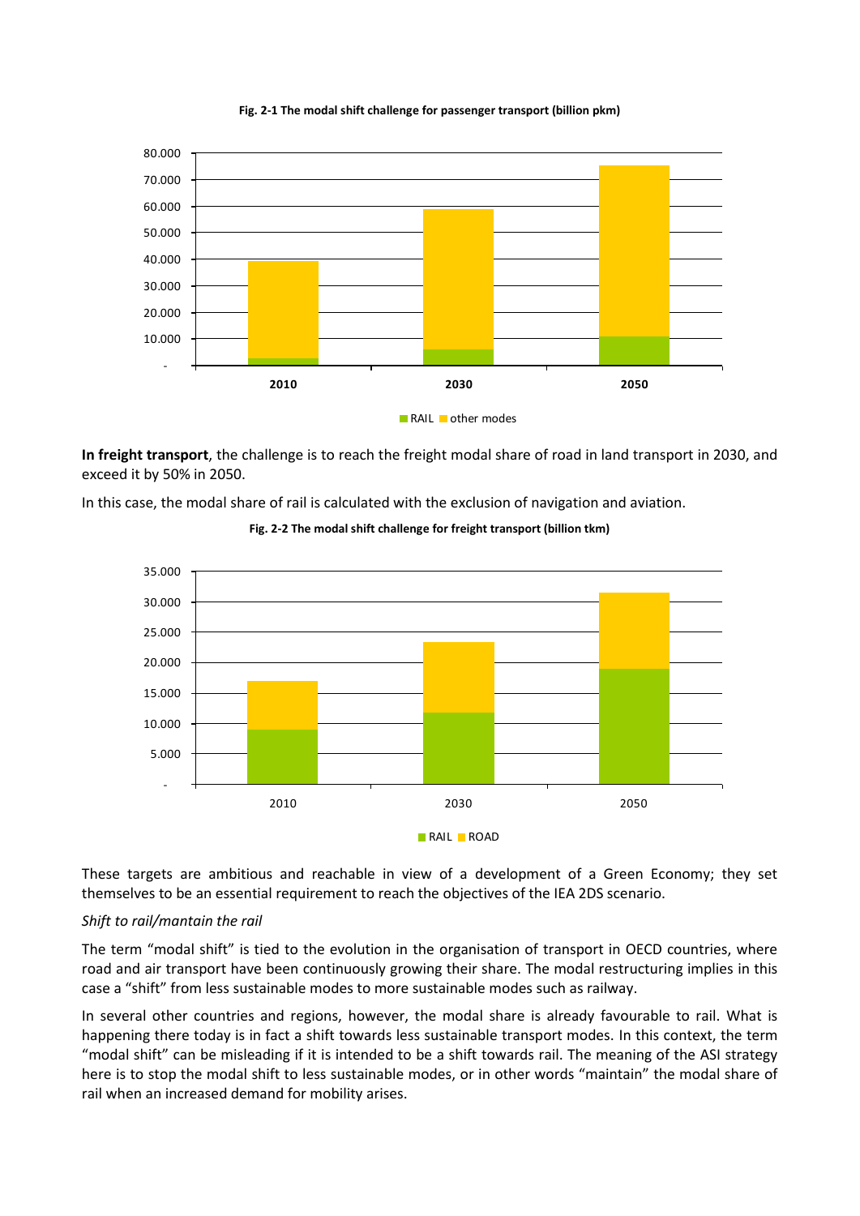**Fig. 2-1 The modal shift challenge for passenger transport (billion pkm)**

**In freight transport**, the challenge is to reach the freight modal share of road in land transport in 2030, and exceed it by 50% in 2050.

In this case, the modal share of rail is calculated with the exclusion of navigation and aviation.

**Fig. 2-2 The modal shift challenge for freight transport (billion tkm)**

These targets are ambitious and reachable in view of a development of a Green Economy; they set themselves to be an essential requirement to reach the objectives of the IEA 2DS scenario.

*Shift to rail/mantain the rail*

The term "modal shift" is tied to the evolution in the organisation of transport in OECD countries, where road and air transport have been continuously growing their share. The modal restructuring implies in this case a "shift" from less sustainable modes to more sustainable modes such as railway.

In several other countries and regions, however, the modal share is already favourable to rail. What is happening there today is in fact a shift towards less sustainable transport modes. In this context, the term "modal shift" can be misleading if it is intended to be a shift towards rail. The meaning of the ASI strategy here is to stop the modal shift to less sustainable modes, or in other words "maintain" the modal share of rail when an increased demand for mobility arises.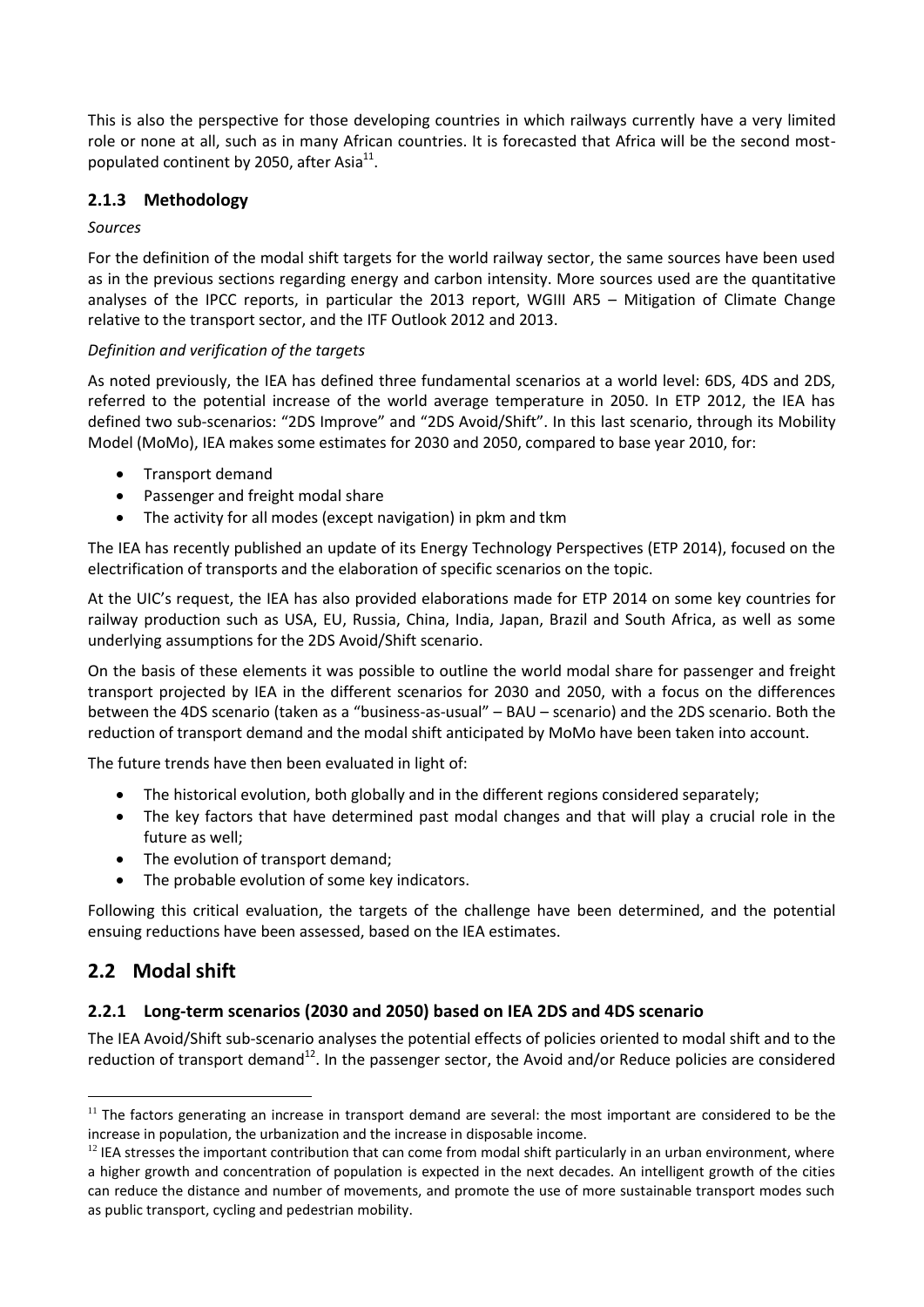This is also the perspective for those developing countries in which railways currently have a very limited role or none at all, such as in many African countries. It is forecasted that Africa will be the second most-populated continent by 2050, after Asia[11].

### 2.1.3 Methodology

*Sources*

For the definition of the modal shift targets for the world railway sector, the same sources have been used as in the previous sections regarding energy and carbon intensity. More sources used are the quantitative analyses of the IPCC reports, in particular the 2013 report, WGIII AR5 – Mitigation of Climate Change relative to the transport sector, and the ITF Outlook 2012 and 2013.

*Definition and verification of the targets*

As noted previously, the IEA has defined three fundamental scenarios at a world level: 6DS, 4DS and 2DS, referred to the potential increase of the world average temperature in 2050. In ETP 2012, the IEA has defined two sub-scenarios: "2DS Improve" and "2DS Avoid/Shift". In this last scenario, through its Mobility Model (MoMo), IEA makes some estimates for 2030 and 2050, compared to base year 2010, for:

- Transport demand
- Passenger and freight modal share
- The activity for all modes (except navigation) in pkm and tkm

The IEA has recently published an update of its Energy Technology Perspectives (ETP 2014), focused on the electrification of transports and the elaboration of specific scenarios on the topic.

At the UIC's request, the IEA has also provided elaborations made for ETP 2014 on some key countries for railway production such as USA, EU, Russia, China, India, Japan, Brazil and South Africa, as well as some underlying assumptions for the 2DS Avoid/Shift scenario.

On the basis of these elements it was possible to outline the world modal share for passenger and freight transport projected by IEA in the different scenarios for 2030 and 2050, with a focus on the differences between the 4DS scenario (taken as a "business-as-usual" – BAU – scenario) and the 2DS scenario. Both the reduction of transport demand and the modal shift anticipated by MoMo have been taken into account.

The future trends have then been evaluated in light of:

- The historical evolution, both globally and in the different regions considered separately;
- The key factors that have determined past modal changes and that will play a crucial role in the future as well;
- The evolution of transport demand;
- The probable evolution of some key indicators.

Following this critical evaluation, the targets of the challenge have been determined, and the potential ensuing reductions have been assessed, based on the IEA estimates.

## 2.2 Modal shift

### 2.2.1 Long-term scenarios (2030 and 2050) based on IEA 2DS and 4DS scenario

The IEA Avoid/Shift sub-scenario analyses the potential effects of policies oriented to modal shift and to the reduction of transport demand[12]. In the passenger sector, the Avoid and/or Reduce policies are considered

[11] The factors generating an increase in transport demand are several: the most important are considered to be the increase in population, the urbanization and the increase in disposable income.

[12] IEA stresses the important contribution that can come from modal shift particularly in an urban environment, where a higher growth and concentration of population is expected in the next decades. An intelligent growth of the cities can reduce the distance and number of movements, and promote the use of more sustainable transport modes such as public transport, cycling and pedestrian mobility.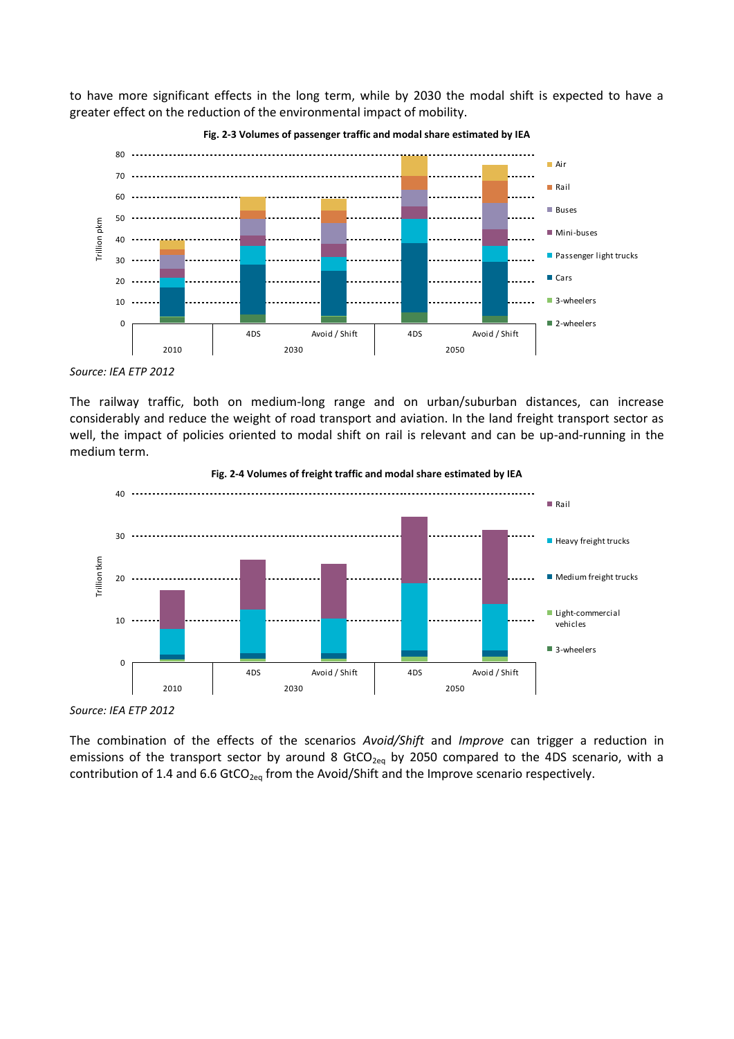to have more significant effects in the long term, while by 2030 the modal shift is expected to have a greater effect on the reduction of the environmental impact of mobility.

**Fig. 2-3 Volumes of passenger traffic and modal share estimated by IEA**

*Source: IEA ETP 2012*

The railway traffic, both on medium-long range and on urban/suburban distances, can increase considerably and reduce the weight of road transport and aviation. In the land freight transport sector as well, the impact of policies oriented to modal shift on rail is relevant and can be up-and-running in the medium term.

**Fig. 2-4 Volumes of freight traffic and modal share estimated by IEA**

*Source: IEA ETP 2012*

The combination of the effects of the scenarios *Avoid/Shift* and *Improve* can trigger a reduction in emissions of the transport sector by around 8 $GtCO_{2eq}$ by 2050 compared to the 4DS scenario, with a contribution of 1.4 and 6.6 $GtCO_{2eq}$ from the Avoid/Shift and the Improve scenario respectively.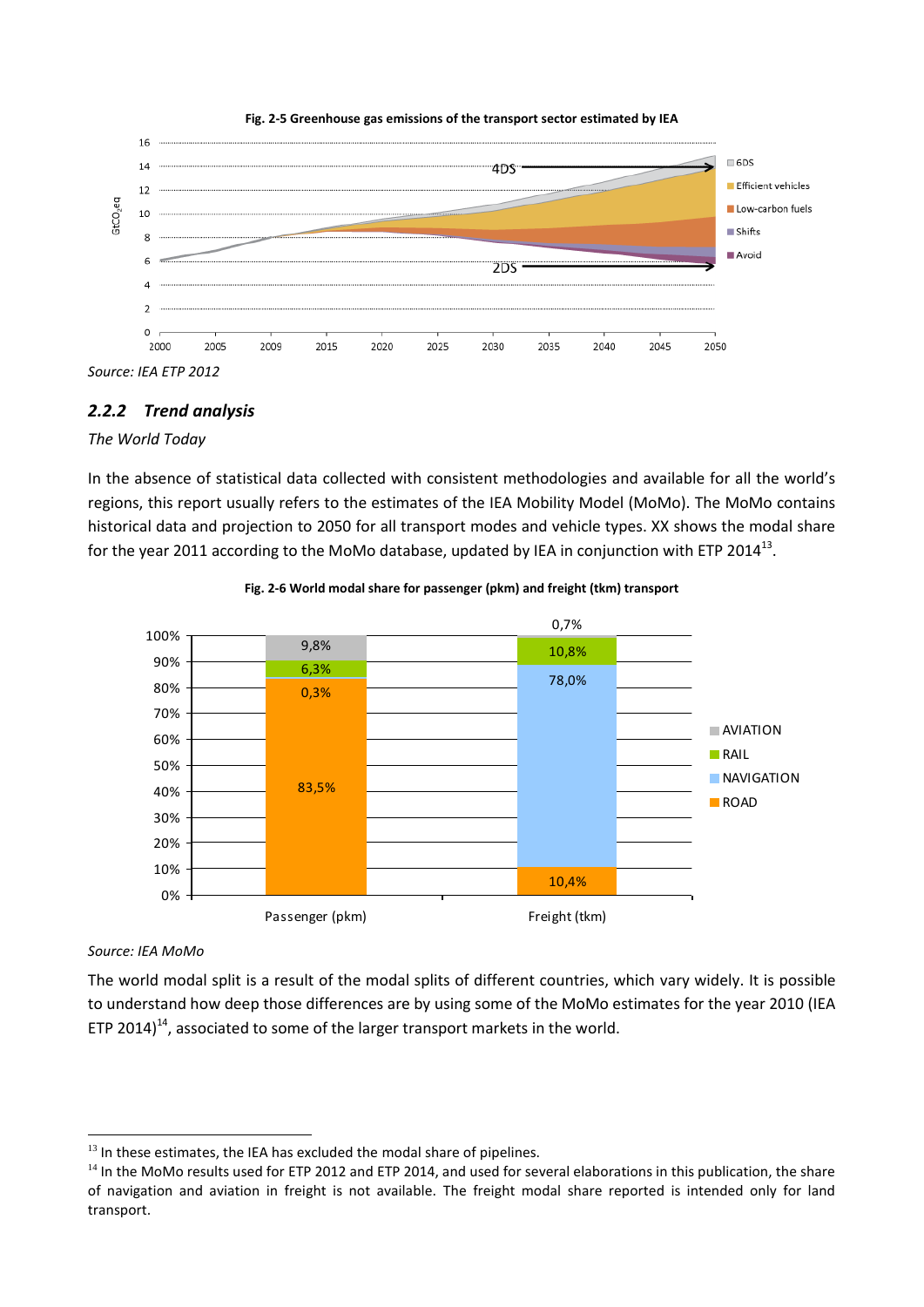**Fig. 2-5 Greenhouse gas emissions of the transport sector estimated by IEA**

Source: IEA ETP 2012

### *2.2.2 Trend analysis*

*The World Today*

In the absence of statistical data collected with consistent methodologies and available for all the world's regions, this report usually refers to the estimates of the IEA Mobility Model (MoMo). The MoMo contains historical data and projection to 2050 for all transport modes and vehicle types. XX shows the modal share for the year 2011 according to the MoMo database, updated by IEA in conjunction with ETP 2014[13].

**Fig. 2-6 World modal share for passenger (pkm) and freight (tkm) transport**

Source: IEA MoMo

The world modal split is a result of the modal splits of different countries, which vary widely. It is possible to understand how deep those differences are by using some of the MoMo estimates for the year 2010 (IEA ETP 2014)[14], associated to some of the larger transport markets in the world.

---

[13] In these estimates, the IEA has excluded the modal share of pipelines.

[14] In the MoMo results used for ETP 2012 and ETP 2014, and used for several elaborations in this publication, the share of navigation and aviation in freight is not available. The freight modal share reported is intended only for land transport.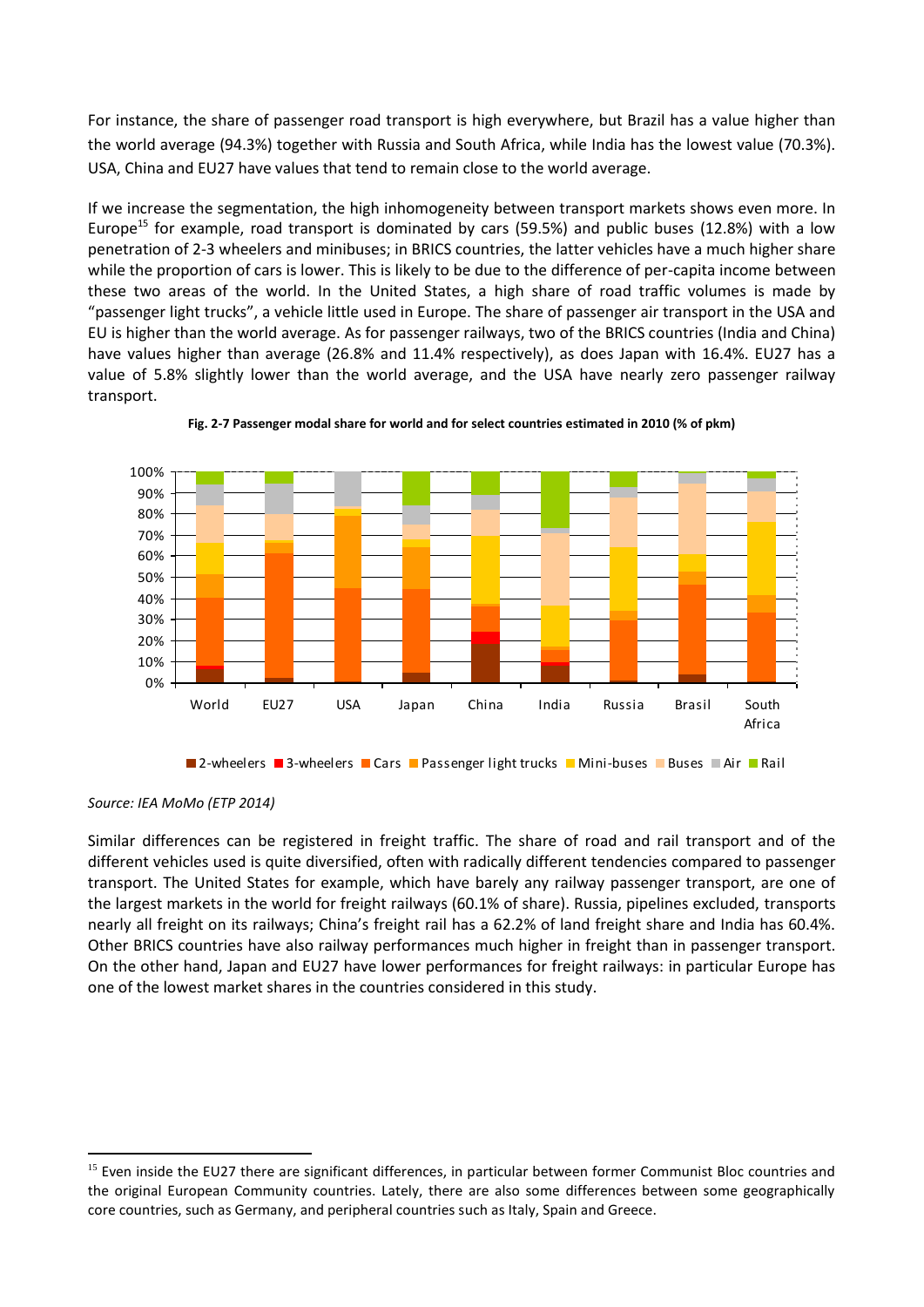For instance, the share of passenger road transport is high everywhere, but Brazil has a value higher than the world average (94.3%) together with Russia and South Africa, while India has the lowest value (70.3%). USA, China and EU27 have values that tend to remain close to the world average.

If we increase the segmentation, the high inhomogeneity between transport markets shows even more. In Europe[15] for example, road transport is dominated by cars (59.5%) and public buses (12.8%) with a low penetration of 2-3 wheelers and minibuses; in BRICS countries, the latter vehicles have a much higher share while the proportion of cars is lower. This is likely to be due to the difference of per-capita income between these two areas of the world. In the United States, a high share of road traffic volumes is made by "passenger light trucks", a vehicle little used in Europe. The share of passenger air transport in the USA and EU is higher than the world average. As for passenger railways, two of the BRICS countries (India and China) have values higher than average (26.8% and 11.4% respectively), as does Japan with 16.4%. EU27 has a value of 5.8% slightly lower than the world average, and the USA have nearly zero passenger railway transport.

**Fig. 2-7 Passenger modal share for world and for select countries estimated in 2010 (% of pkm)**

*Source: IEA MoMo (ETP 2014)*

Similar differences can be registered in freight traffic. The share of road and rail transport and of the different vehicles used is quite diversified, often with radically different tendencies compared to passenger transport. The United States for example, which have barely any railway passenger transport, are one of the largest markets in the world for freight railways (60.1% of share). Russia, pipelines excluded, transports nearly all freight on its railways; China's freight rail has a 62.2% of land freight share and India has 60.4%. Other BRICS countries have also railway performances much higher in freight than in passenger transport. On the other hand, Japan and EU27 have lower performances for freight railways: in particular Europe has one of the lowest market shares in the countries considered in this study.

---

[15] Even inside the EU27 there are significant differences, in particular between former Communist Bloc countries and the original European Community countries. Lately, there are also some differences between some geographically core countries, such as Germany, and peripheral countries such as Italy, Spain and Greece.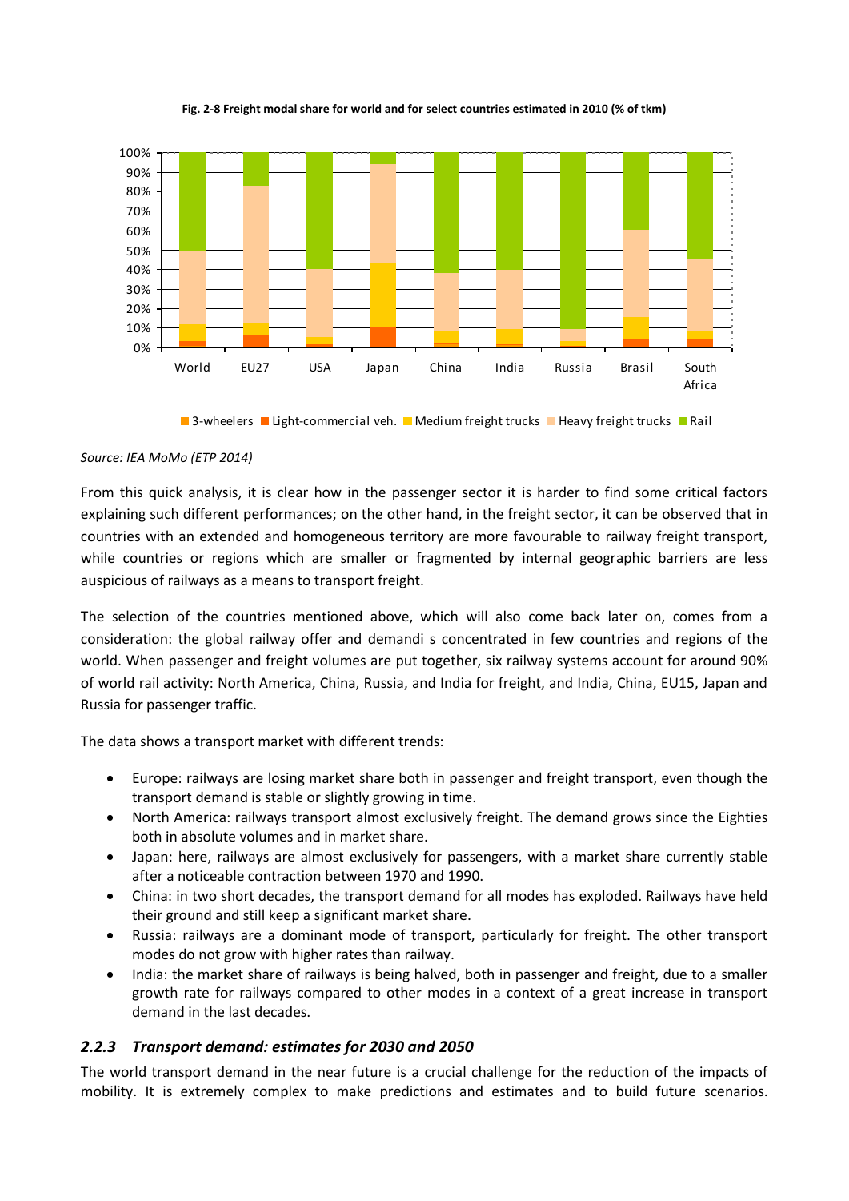**Fig. 2-8 Freight modal share for world and for select countries estimated in 2010 (% of tkm)**

*Source: IEA MoMo (ETP 2014)*

From this quick analysis, it is clear how in the passenger sector it is harder to find some critical factors explaining such different performances; on the other hand, in the freight sector, it can be observed that in countries with an extended and homogeneous territory are more favourable to railway freight transport, while countries or regions which are smaller or fragmented by internal geographic barriers are less auspicious of railways as a means to transport freight.

The selection of the countries mentioned above, which will also come back later on, comes from a consideration: the global railway offer and demandi s concentrated in few countries and regions of the world. When passenger and freight volumes are put together, six railway systems account for around 90% of world rail activity: North America, China, Russia, and India for freight, and India, China, EU15, Japan and Russia for passenger traffic.

The data shows a transport market with different trends:

- Europe: railways are losing market share both in passenger and freight transport, even though the transport demand is stable or slightly growing in time.
- North America: railways transport almost exclusively freight. The demand grows since the Eighties both in absolute volumes and in market share.
- Japan: here, railways are almost exclusively for passengers, with a market share currently stable after a noticeable contraction between 1970 and 1990.
- China: in two short decades, the transport demand for all modes has exploded. Railways have held their ground and still keep a significant market share.
- Russia: railways are a dominant mode of transport, particularly for freight. The other transport modes do not grow with higher rates than railway.
- India: the market share of railways is being halved, both in passenger and freight, due to a smaller growth rate for railways compared to other modes in a context of a great increase in transport demand in the last decades.

### *2.2.3 Transport demand: estimates for 2030 and 2050*

The world transport demand in the near future is a crucial challenge for the reduction of the impacts of mobility. It is extremely complex to make predictions and estimates and to build future scenarios.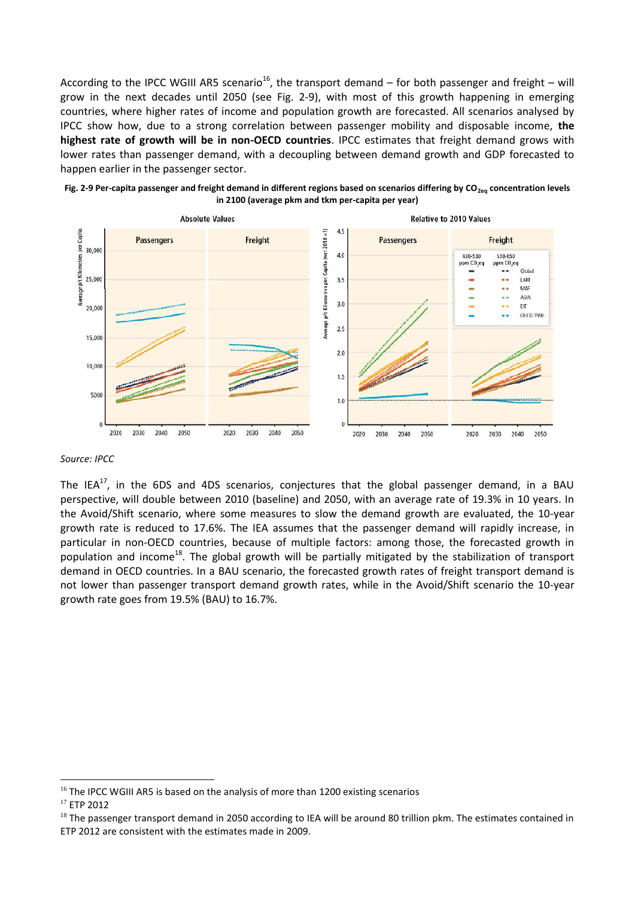According to the IPCC WGIII AR5 scenario[16], the transport demand – for both passenger and freight – will grow in the next decades until 2050 (see Fig. 2-9), with most of this growth happening in emerging countries, where higher rates of income and population growth are forecasted. All scenarios analysed by IPCC show how, due to a strong correlation between passenger mobility and disposable income, **the highest rate of growth will be in non-OECD countries**. IPCC estimates that freight demand grows with lower rates than passenger demand, with a decoupling between demand growth and GDP forecasted to happen earlier in the passenger sector.

**Fig. 2-9 Per-capita passenger and freight demand in different regions based on scenarios differing by $CO_{2eq}$ concentration levels in 2100 (average pkm and tkm per-capita per year)**

*Source: IPCC*

The IEA[17], in the 6DS and 4DS scenarios, conjectures that the global passenger demand, in a BAU perspective, will double between 2010 (baseline) and 2050, with an average rate of 19.3% in 10 years. In the Avoid/Shift scenario, where some measures to slow the demand growth are evaluated, the 10-year growth rate is reduced to 17.6%. The IEA assumes that the passenger demand will rapidly increase, in particular in non-OECD countries, because of multiple factors: among those, the forecasted growth in population and income[18]. The global growth will be partially mitigated by the stabilization of transport demand in OECD countries. In a BAU scenario, the forecasted growth rates of freight transport demand is not lower than passenger transport demand growth rates, while in the Avoid/Shift scenario the 10-year growth rate goes from 19.5% (BAU) to 16.7%.

---

[16] The IPCC WGIII AR5 is based on the analysis of more than 1200 existing scenarios

[17] ETP 2012

[18] The passenger transport demand in 2050 according to IEA will be around 80 trillion pkm. The estimates contained in ETP 2012 are consistent with the estimates made in 2009.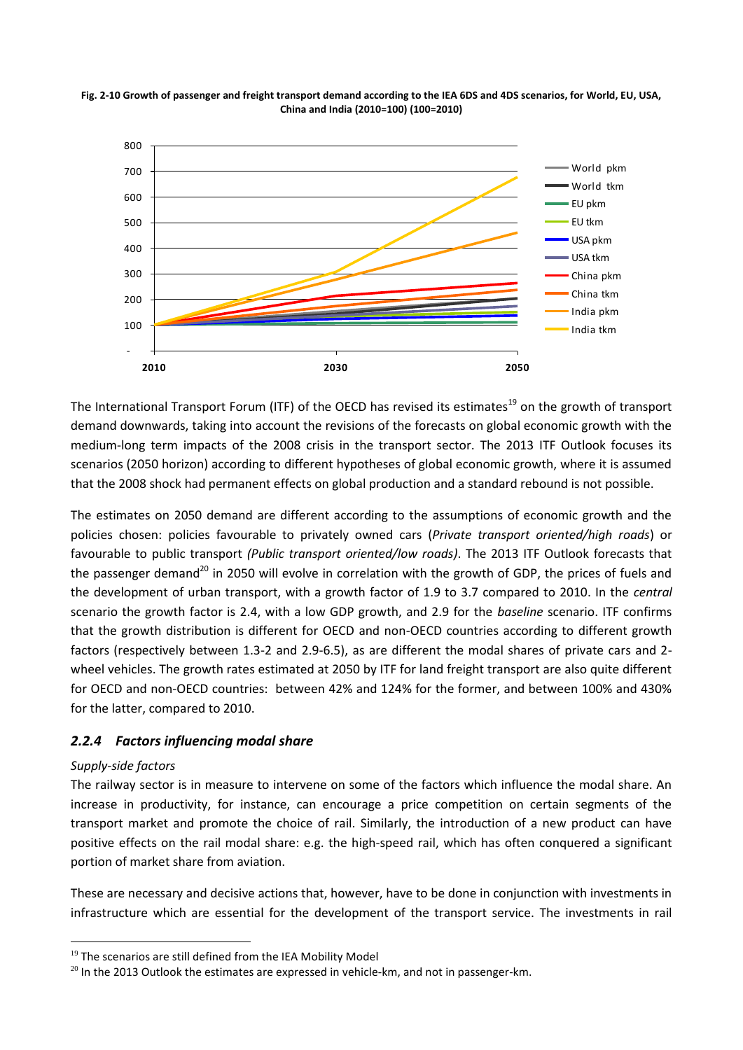**Fig. 2-10 Growth of passenger and freight transport demand according to the IEA 6DS and 4DS scenarios, for World, EU, USA, China and India (2010=100) (100=2010)**

The International Transport Forum (ITF) of the OECD has revised its estimates[19] on the growth of transport demand downwards, taking into account the revisions of the forecasts on global economic growth with the medium-long term impacts of the 2008 crisis in the transport sector. The 2013 ITF Outlook focuses its scenarios (2050 horizon) according to different hypotheses of global economic growth, where it is assumed that the 2008 shock had permanent effects on global production and a standard rebound is not possible.

The estimates on 2050 demand are different according to the assumptions of economic growth and the policies chosen: policies favourable to privately owned cars (*Private transport oriented/high roads*) or favourable to public transport *(Public transport oriented/low roads)*. The 2013 ITF Outlook forecasts that the passenger demand[20] in 2050 will evolve in correlation with the growth of GDP, the prices of fuels and the development of urban transport, with a growth factor of 1.9 to 3.7 compared to 2010. In the *central* scenario the growth factor is 2.4, with a low GDP growth, and 2.9 for the *baseline* scenario. ITF confirms that the growth distribution is different for OECD and non-OECD countries according to different growth factors (respectively between 1.3-2 and 2.9-6.5), as are different the modal shares of private cars and 2-wheel vehicles. The growth rates estimated at 2050 by ITF for land freight transport are also quite different for OECD and non-OECD countries: between 42% and 124% for the former, and between 100% and 430% for the latter, compared to 2010.

### *2.2.4 Factors influencing modal share*

*Supply-side factors*

The railway sector is in measure to intervene on some of the factors which influence the modal share. An increase in productivity, for instance, can encourage a price competition on certain segments of the transport market and promote the choice of rail. Similarly, the introduction of a new product can have positive effects on the rail modal share: e.g. the high-speed rail, which has often conquered a significant portion of market share from aviation.

These are necessary and decisive actions that, however, have to be done in conjunction with investments in infrastructure which are essential for the development of the transport service. The investments in rail

---

[19] The scenarios are still defined from the IEA Mobility Model

[20] In the 2013 Outlook the estimates are expressed in vehicle-km, and not in passenger-km.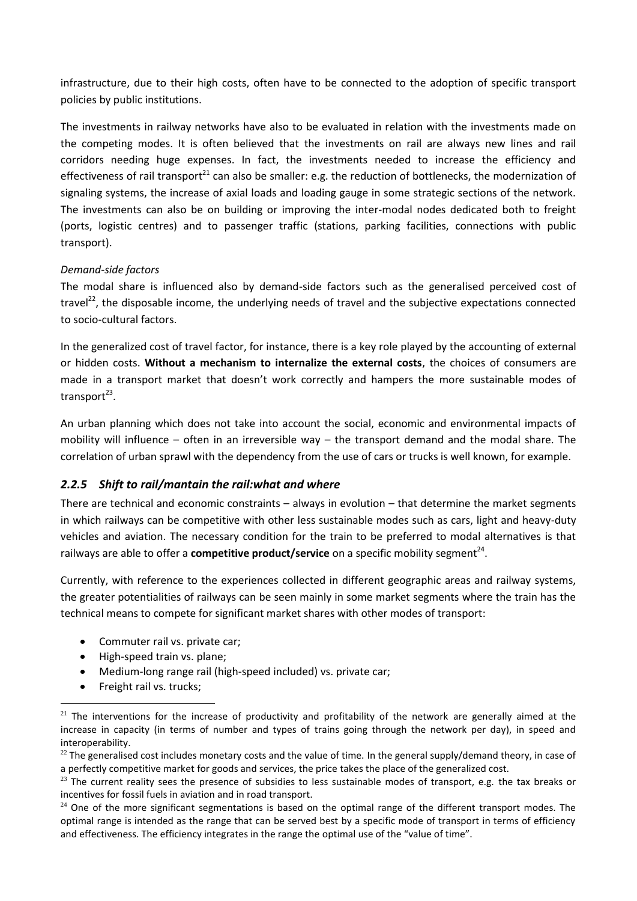infrastructure, due to their high costs, often have to be connected to the adoption of specific transport policies by public institutions.

The investments in railway networks have also to be evaluated in relation with the investments made on the competing modes. It is often believed that the investments on rail are always new lines and rail corridors needing huge expenses. In fact, the investments needed to increase the efficiency and effectiveness of rail transport[21] can also be smaller: e.g. the reduction of bottlenecks, the modernization of signaling systems, the increase of axial loads and loading gauge in some strategic sections of the network. The investments can also be on building or improving the inter-modal nodes dedicated both to freight (ports, logistic centres) and to passenger traffic (stations, parking facilities, connections with public transport).

*Demand-side factors*

The modal share is influenced also by demand-side factors such as the generalised perceived cost of travel[22], the disposable income, the underlying needs of travel and the subjective expectations connected to socio-cultural factors.

In the generalized cost of travel factor, for instance, there is a key role played by the accounting of external or hidden costs. **Without a mechanism to internalize the external costs**, the choices of consumers are made in a transport market that doesn't work correctly and hampers the more sustainable modes of transport[23].

An urban planning which does not take into account the social, economic and environmental impacts of mobility will influence – often in an irreversible way – the transport demand and the modal share. The correlation of urban sprawl with the dependency from the use of cars or trucks is well known, for example.

### *2.2.5 Shift to rail/mantain the rail:what and where*

There are technical and economic constraints – always in evolution – that determine the market segments in which railways can be competitive with other less sustainable modes such as cars, light and heavy-duty vehicles and aviation. The necessary condition for the train to be preferred to modal alternatives is that railways are able to offer a **competitive product/service** on a specific mobility segment[24].

Currently, with reference to the experiences collected in different geographic areas and railway systems, the greater potentialities of railways can be seen mainly in some market segments where the train has the technical means to compete for significant market shares with other modes of transport:

- Commuter rail vs. private car;
- High-speed train vs. plane;
- Medium-long range rail (high-speed included) vs. private car;
- Freight rail vs. trucks;

---

[21] The interventions for the increase of productivity and profitability of the network are generally aimed at the increase in capacity (in terms of number and types of trains going through the network per day), in speed and interoperability.

[22] The generalised cost includes monetary costs and the value of time. In the general supply/demand theory, in case of a perfectly competitive market for goods and services, the price takes the place of the generalized cost.

[23] The current reality sees the presence of subsidies to less sustainable modes of transport, e.g. the tax breaks or incentives for fossil fuels in aviation and in road transport.

[24] One of the more significant segmentations is based on the optimal range of the different transport modes. The optimal range is intended as the range that can be served best by a specific mode of transport in terms of efficiency and effectiveness. The efficiency integrates in the range the optimal use of the "value of time".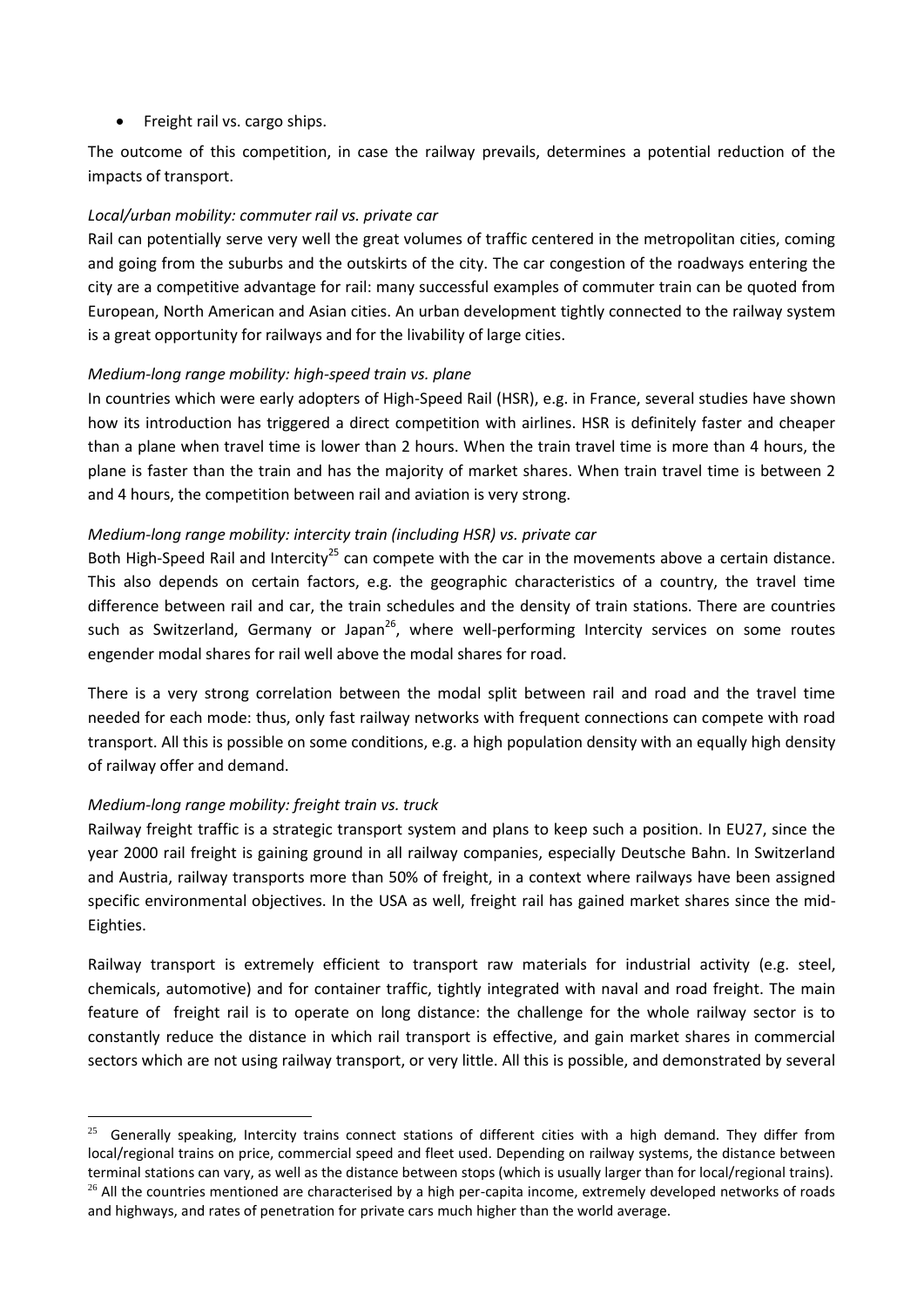- Freight rail vs. cargo ships.

The outcome of this competition, in case the railway prevails, determines a potential reduction of the impacts of transport.

*Local/urban mobility: commuter rail vs. private car*

Rail can potentially serve very well the great volumes of traffic centered in the metropolitan cities, coming and going from the suburbs and the outskirts of the city. The car congestion of the roadways entering the city are a competitive advantage for rail: many successful examples of commuter train can be quoted from European, North American and Asian cities. An urban development tightly connected to the railway system is a great opportunity for railways and for the livability of large cities.

*Medium-long range mobility: high-speed train vs. plane*

In countries which were early adopters of High-Speed Rail (HSR), e.g. in France, several studies have shown how its introduction has triggered a direct competition with airlines. HSR is definitely faster and cheaper than a plane when travel time is lower than 2 hours. When the train travel time is more than 4 hours, the plane is faster than the train and has the majority of market shares. When train travel time is between 2 and 4 hours, the competition between rail and aviation is very strong.

*Medium-long range mobility: intercity train (including HSR) vs. private car*

Both High-Speed Rail and Intercity[25] can compete with the car in the movements above a certain distance. This also depends on certain factors, e.g. the geographic characteristics of a country, the travel time difference between rail and car, the train schedules and the density of train stations. There are countries such as Switzerland, Germany or Japan[26], where well-performing Intercity services on some routes engender modal shares for rail well above the modal shares for road.

There is a very strong correlation between the modal split between rail and road and the travel time needed for each mode: thus, only fast railway networks with frequent connections can compete with road transport. All this is possible on some conditions, e.g. a high population density with an equally high density of railway offer and demand.

*Medium-long range mobility: freight train vs. truck*

Railway freight traffic is a strategic transport system and plans to keep such a position. In EU27, since the year 2000 rail freight is gaining ground in all railway companies, especially Deutsche Bahn. In Switzerland and Austria, railway transports more than 50% of freight, in a context where railways have been assigned specific environmental objectives. In the USA as well, freight rail has gained market shares since the mid-Eighties.

Railway transport is extremely efficient to transport raw materials for industrial activity (e.g. steel, chemicals, automotive) and for container traffic, tightly integrated with naval and road freight. The main feature of freight rail is to operate on long distance: the challenge for the whole railway sector is to constantly reduce the distance in which rail transport is effective, and gain market shares in commercial sectors which are not using railway transport, or very little. All this is possible, and demonstrated by several

[25] Generally speaking, Intercity trains connect stations of different cities with a high demand. They differ from local/regional trains on price, commercial speed and fleet used. Depending on railway systems, the distance between terminal stations can vary, as well as the distance between stops (which is usually larger than for local/regional trains).

[26] All the countries mentioned are characterised by a high per-capita income, extremely developed networks of roads and highways, and rates of penetration for private cars much higher than the world average.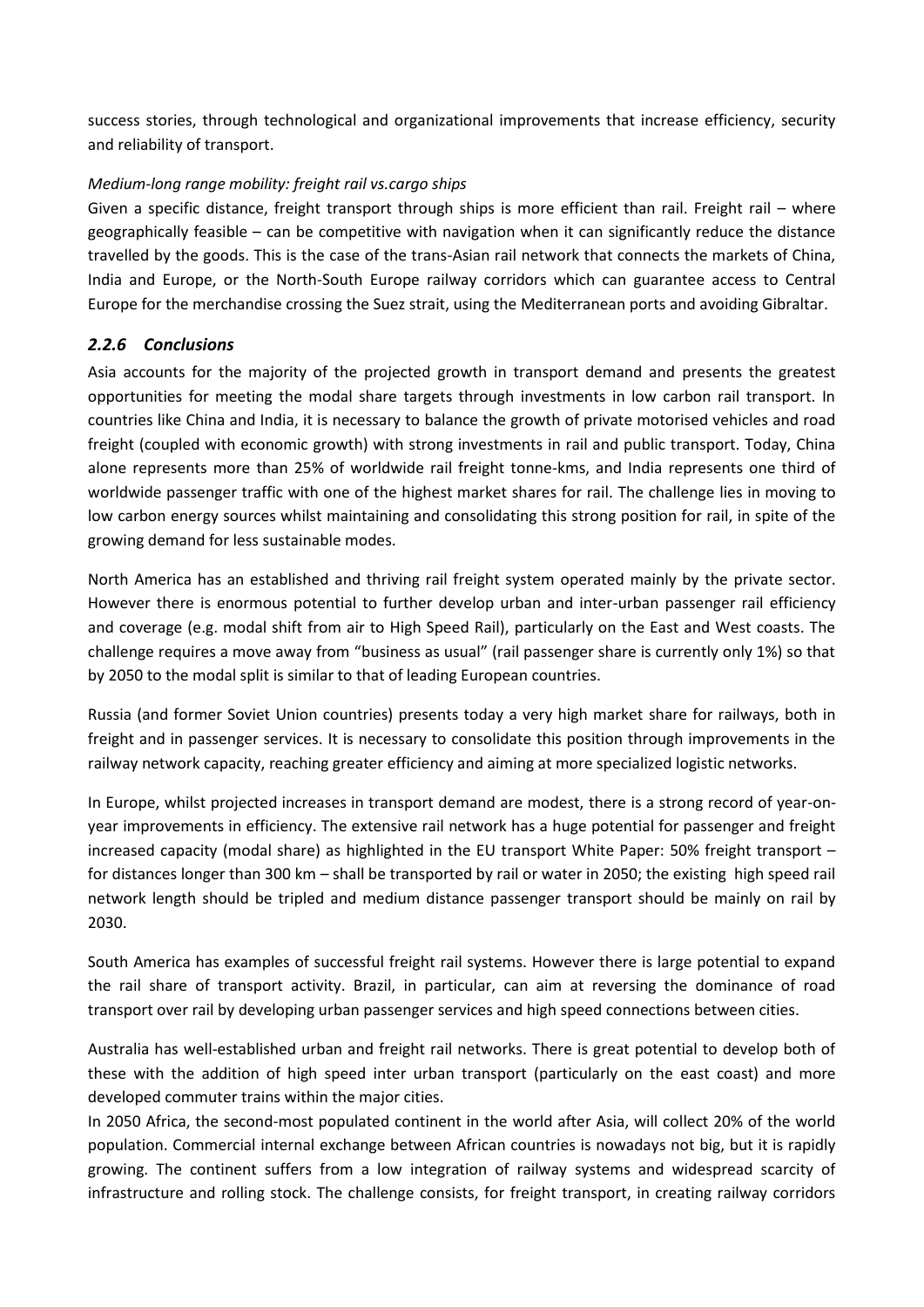success stories, through technological and organizational improvements that increase efficiency, security and reliability of transport.

*Medium-long range mobility: freight rail vs.cargo ships*

Given a specific distance, freight transport through ships is more efficient than rail. Freight rail – where geographically feasible – can be competitive with navigation when it can significantly reduce the distance travelled by the goods. This is the case of the trans-Asian rail network that connects the markets of China, India and Europe, or the North-South Europe railway corridors which can guarantee access to Central Europe for the merchandise crossing the Suez strait, using the Mediterranean ports and avoiding Gibraltar.

### *2.2.6 Conclusions*

Asia accounts for the majority of the projected growth in transport demand and presents the greatest opportunities for meeting the modal share targets through investments in low carbon rail transport. In countries like China and India, it is necessary to balance the growth of private motorised vehicles and road freight (coupled with economic growth) with strong investments in rail and public transport. Today, China alone represents more than 25% of worldwide rail freight tonne-kms, and India represents one third of worldwide passenger traffic with one of the highest market shares for rail. The challenge lies in moving to low carbon energy sources whilst maintaining and consolidating this strong position for rail, in spite of the growing demand for less sustainable modes.

North America has an established and thriving rail freight system operated mainly by the private sector. However there is enormous potential to further develop urban and inter-urban passenger rail efficiency and coverage (e.g. modal shift from air to High Speed Rail), particularly on the East and West coasts. The challenge requires a move away from "business as usual" (rail passenger share is currently only 1%) so that by 2050 to the modal split is similar to that of leading European countries.

Russia (and former Soviet Union countries) presents today a very high market share for railways, both in freight and in passenger services. It is necessary to consolidate this position through improvements in the railway network capacity, reaching greater efficiency and aiming at more specialized logistic networks.

In Europe, whilst projected increases in transport demand are modest, there is a strong record of year-on-year improvements in efficiency. The extensive rail network has a huge potential for passenger and freight increased capacity (modal share) as highlighted in the EU transport White Paper: 50% freight transport – for distances longer than 300 km – shall be transported by rail or water in 2050; the existing high speed rail network length should be tripled and medium distance passenger transport should be mainly on rail by 2030.

South America has examples of successful freight rail systems. However there is large potential to expand the rail share of transport activity. Brazil, in particular, can aim at reversing the dominance of road transport over rail by developing urban passenger services and high speed connections between cities.

Australia has well-established urban and freight rail networks. There is great potential to develop both of these with the addition of high speed inter urban transport (particularly on the east coast) and more developed commuter trains within the major cities.

In 2050 Africa, the second-most populated continent in the world after Asia, will collect 20% of the world population. Commercial internal exchange between African countries is nowadays not big, but it is rapidly growing. The continent suffers from a low integration of railway systems and widespread scarcity of infrastructure and rolling stock. The challenge consists, for freight transport, in creating railway corridors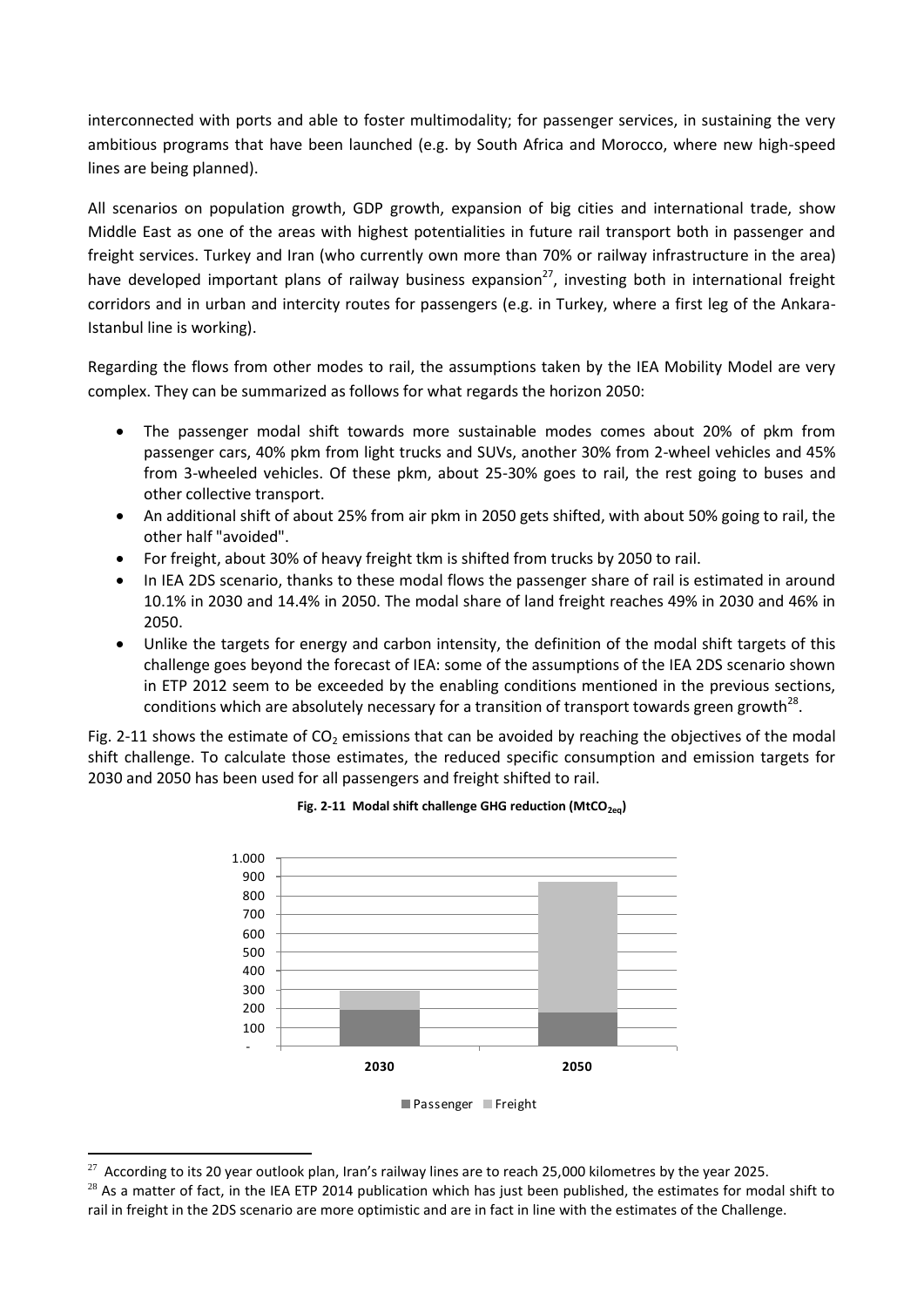interconnected with ports and able to foster multimodality; for passenger services, in sustaining the very ambitious programs that have been launched (e.g. by South Africa and Morocco, where new high-speed lines are being planned).

All scenarios on population growth, GDP growth, expansion of big cities and international trade, show Middle East as one of the areas with highest potentialities in future rail transport both in passenger and freight services. Turkey and Iran (who currently own more than 70% or railway infrastructure in the area) have developed important plans of railway business expansion[27], investing both in international freight corridors and in urban and intercity routes for passengers (e.g. in Turkey, where a first leg of the Ankara-Istanbul line is working).

Regarding the flows from other modes to rail, the assumptions taken by the IEA Mobility Model are very complex. They can be summarized as follows for what regards the horizon 2050:

- The passenger modal shift towards more sustainable modes comes about 20% of pkm from passenger cars, 40% pkm from light trucks and SUVs, another 30% from 2-wheel vehicles and 45% from 3-wheeled vehicles. Of these pkm, about 25-30% goes to rail, the rest going to buses and other collective transport.
- An additional shift of about 25% from air pkm in 2050 gets shifted, with about 50% going to rail, the other half "avoided".
- For freight, about 30% of heavy freight tkm is shifted from trucks by 2050 to rail.
- In IEA 2DS scenario, thanks to these modal flows the passenger share of rail is estimated in around 10.1% in 2030 and 14.4% in 2050. The modal share of land freight reaches 49% in 2030 and 46% in 2050.
- Unlike the targets for energy and carbon intensity, the definition of the modal shift targets of this challenge goes beyond the forecast of IEA: some of the assumptions of the IEA 2DS scenario shown in ETP 2012 seem to be exceeded by the enabling conditions mentioned in the previous sections, conditions which are absolutely necessary for a transition of transport towards green growth[28].

Fig. 2-11 shows the estimate of $CO_2$ emissions that can be avoided by reaching the objectives of the modal shift challenge. To calculate those estimates, the reduced specific consumption and emission targets for 2030 and 2050 has been used for all passengers and freight shifted to rail.

**Fig. 2-11 Modal shift challenge GHG reduction ($MtCO_{2eq}$)**

[27] According to its 20 year outlook plan, Iran's railway lines are to reach 25,000 kilometres by the year 2025.

[28] As a matter of fact, in the IEA ETP 2014 publication which has just been published, the estimates for modal shift to rail in freight in the 2DS scenario are more optimistic and are in fact in line with the estimates of the Challenge.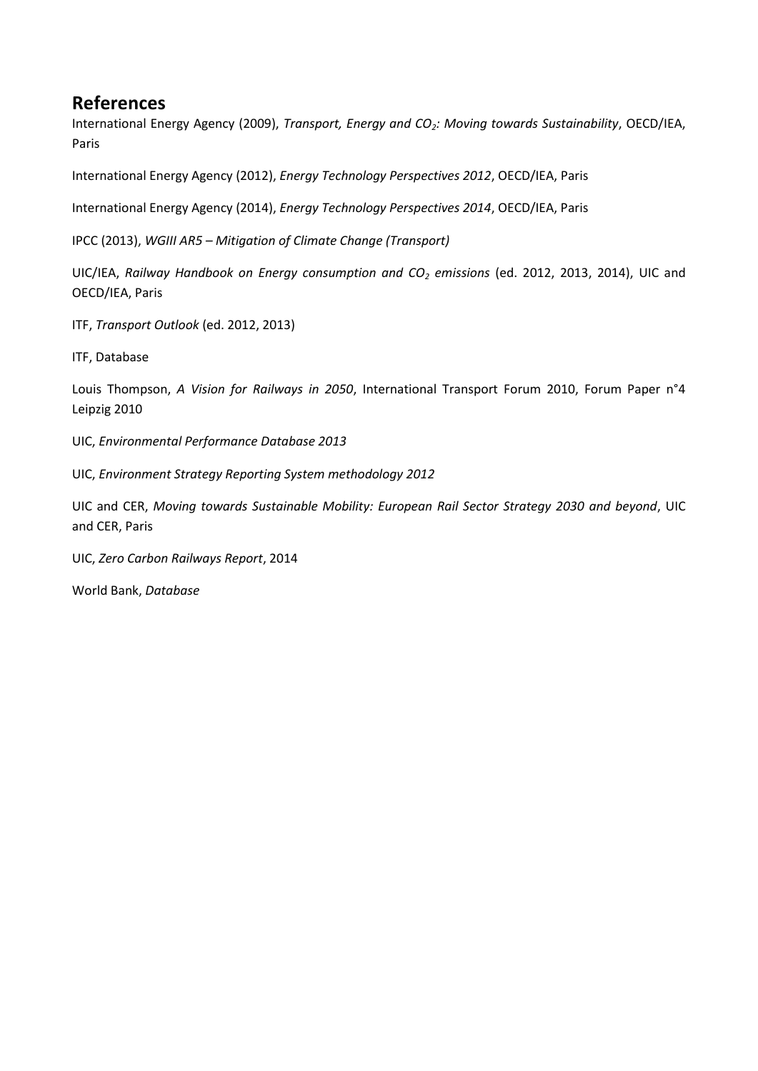## References

International Energy Agency (2009), *Transport, Energy and $CO_2$: Moving towards Sustainability*, OECD/IEA, Paris

International Energy Agency (2012), *Energy Technology Perspectives 2012*, OECD/IEA, Paris

International Energy Agency (2014), *Energy Technology Perspectives 2014*, OECD/IEA, Paris

IPCC (2013), *WGIII AR5 – Mitigation of Climate Change (Transport)*

UIC/IEA, *Railway Handbook on Energy consumption and $CO_2$ emissions* (ed. 2012, 2013, 2014), UIC and OECD/IEA, Paris

ITF, *Transport Outlook* (ed. 2012, 2013)

ITF, Database

Louis Thompson, *A Vision for Railways in 2050*, International Transport Forum 2010, Forum Paper n°4 Leipzig 2010

UIC, *Environmental Performance Database 2013*

UIC, *Environment Strategy Reporting System methodology 2012*

UIC and CER, *Moving towards Sustainable Mobility: European Rail Sector Strategy 2030 and beyond*, UIC and CER, Paris

UIC, *Zero Carbon Railways Report*, 2014

World Bank, *Database*